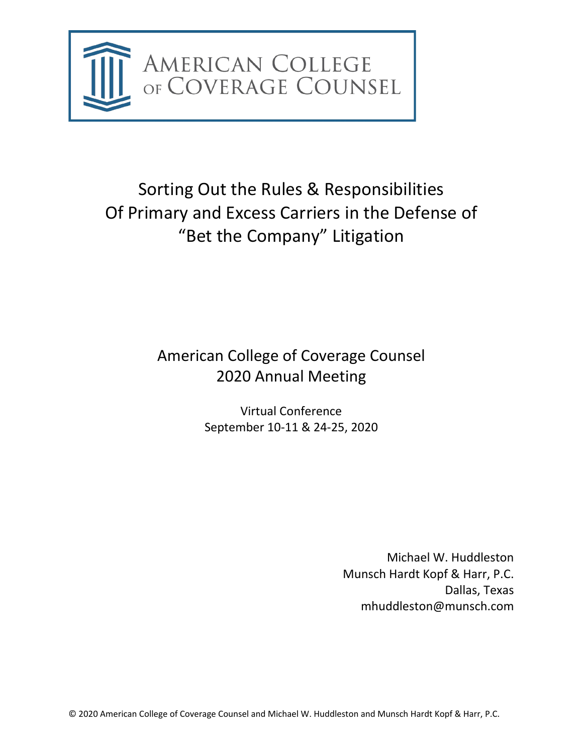AMERICAN COLLEGE OF COVERAGE COUNSEL

# Sorting Out the Rules & Responsibilities Of Primary and Excess Carriers in the Defense of "Bet the Company" Litigation

American College of Coverage Counsel
2020 Annual Meeting

Virtual Conference
September 10-11 & 24-25, 2020

Michael W. Huddleston
Munsch Hardt Kopf & Harr, P.C.
Dallas, Texas
mhuddleston@munsch.com

© 2020 American College of Coverage Counsel and Michael W. Huddleston and Munsch Hardt Kopf & Harr, P.C.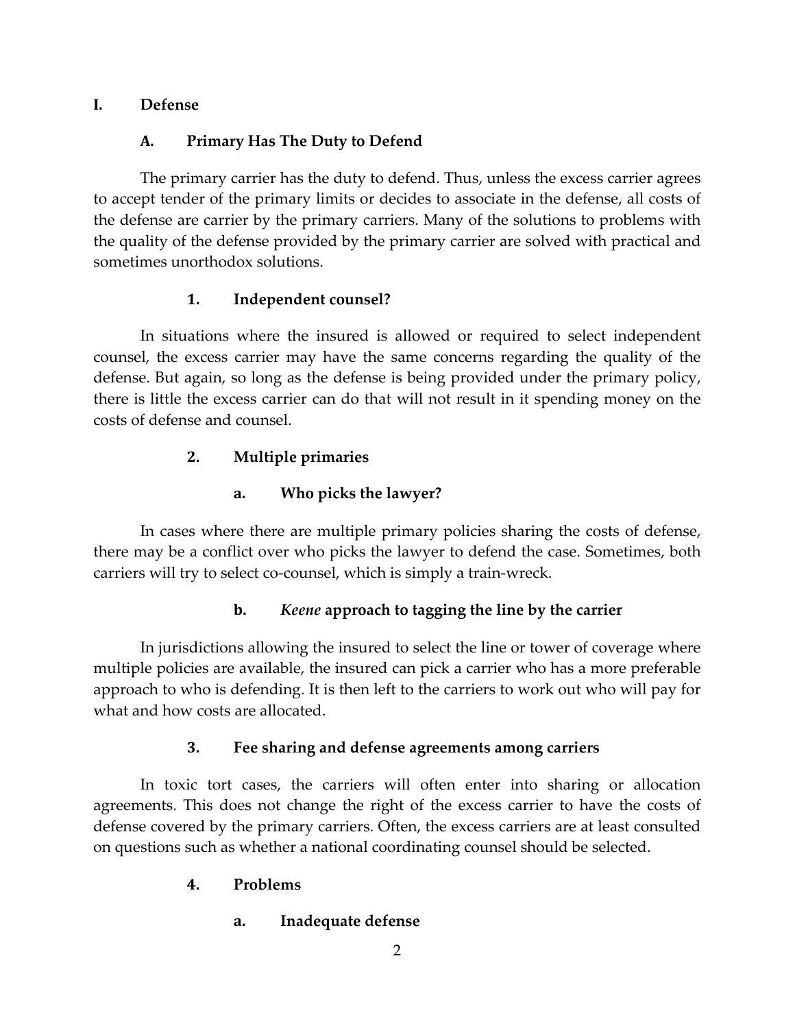# I. Defense

## A. Primary Has The Duty to Defend

The primary carrier has the duty to defend. Thus, unless the excess carrier agrees to accept tender of the primary limits or decides to associate in the defense, all costs of the defense are carrier by the primary carriers. Many of the solutions to problems with the quality of the defense provided by the primary carrier are solved with practical and sometimes unorthodox solutions.

### 1. Independent counsel?

In situations where the insured is allowed or required to select independent counsel, the excess carrier may have the same concerns regarding the quality of the defense. But again, so long as the defense is being provided under the primary policy, there is little the excess carrier can do that will not result in it spending money on the costs of defense and counsel.

### 2. Multiple primaries

#### a. Who picks the lawyer?

In cases where there are multiple primary policies sharing the costs of defense, there may be a conflict over who picks the lawyer to defend the case. Sometimes, both carriers will try to select co-counsel, which is simply a train-wreck.

#### b. *Keene* approach to tagging the line by the carrier

In jurisdictions allowing the insured to select the line or tower of coverage where multiple policies are available, the insured can pick a carrier who has a more preferable approach to who is defending. It is then left to the carriers to work out who will pay for what and how costs are allocated.

### 3. Fee sharing and defense agreements among carriers

In toxic tort cases, the carriers will often enter into sharing or allocation agreements. This does not change the right of the excess carrier to have the costs of defense covered by the primary carriers. Often, the excess carriers are at least consulted on questions such as whether a national coordinating counsel should be selected.

### 4. Problems

#### a. Inadequate defense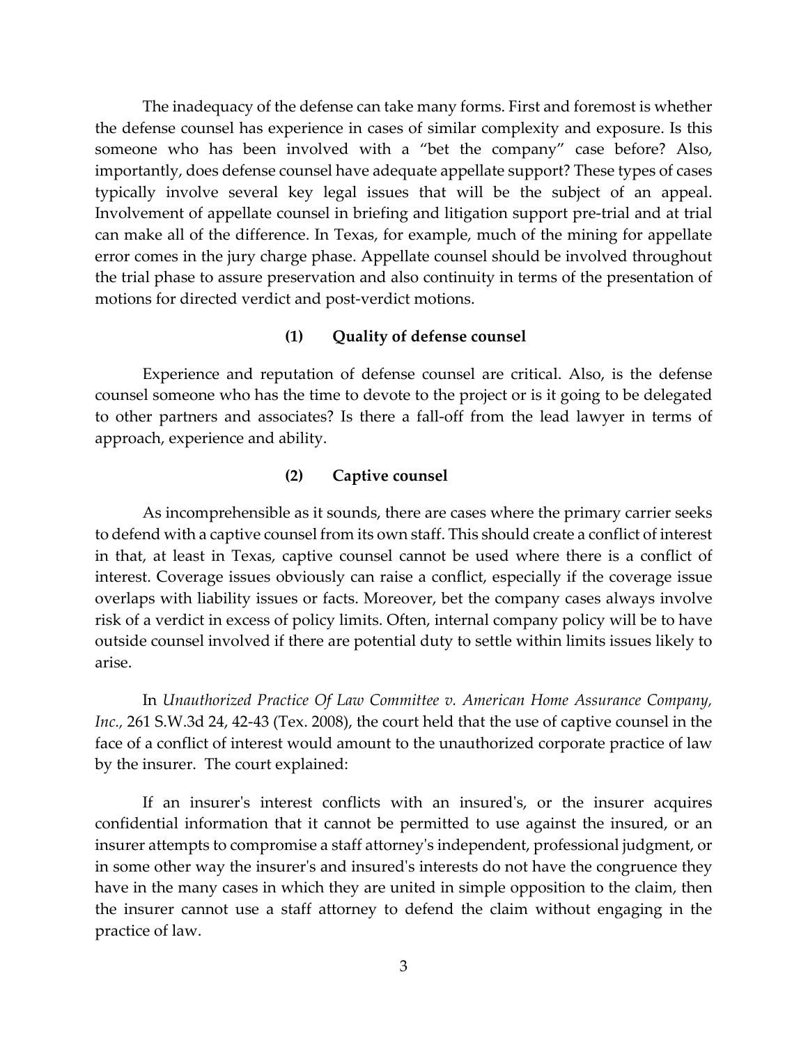The inadequacy of the defense can take many forms. First and foremost is whether the defense counsel has experience in cases of similar complexity and exposure. Is this someone who has been involved with a "bet the company" case before? Also, importantly, does defense counsel have adequate appellate support? These types of cases typically involve several key legal issues that will be the subject of an appeal. Involvement of appellate counsel in briefing and litigation support pre-trial and at trial can make all of the difference. In Texas, for example, much of the mining for appellate error comes in the jury charge phase. Appellate counsel should be involved throughout the trial phase to assure preservation and also continuity in terms of the presentation of motions for directed verdict and post-verdict motions.

**(1) Quality of defense counsel**

Experience and reputation of defense counsel are critical. Also, is the defense counsel someone who has the time to devote to the project or is it going to be delegated to other partners and associates? Is there a fall-off from the lead lawyer in terms of approach, experience and ability.

**(2) Captive counsel**

As incomprehensible as it sounds, there are cases where the primary carrier seeks to defend with a captive counsel from its own staff. This should create a conflict of interest in that, at least in Texas, captive counsel cannot be used where there is a conflict of interest. Coverage issues obviously can raise a conflict, especially if the coverage issue overlaps with liability issues or facts. Moreover, bet the company cases always involve risk of a verdict in excess of policy limits. Often, internal company policy will be to have outside counsel involved if there are potential duty to settle within limits issues likely to arise.

In *Unauthorized Practice Of Law Committee v. American Home Assurance Company, Inc.*, 261 S.W.3d 24, 42-43 (Tex. 2008), the court held that the use of captive counsel in the face of a conflict of interest would amount to the unauthorized corporate practice of law by the insurer. The court explained:

> If an insurer's interest conflicts with an insured's, or the insurer acquires confidential information that it cannot be permitted to use against the insured, or an insurer attempts to compromise a staff attorney's independent, professional judgment, or in some other way the insurer's and insured's interests do not have the congruence they have in the many cases in which they are united in simple opposition to the claim, then the insurer cannot use a staff attorney to defend the claim without engaging in the practice of law.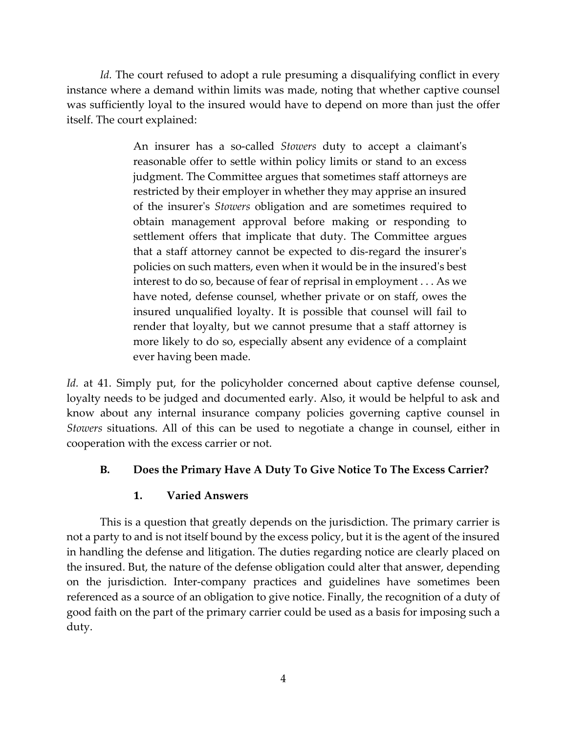*Id.* The court refused to adopt a rule presuming a disqualifying conflict in every instance where a demand within limits was made, noting that whether captive counsel was sufficiently loyal to the insured would have to depend on more than just the offer itself. The court explained:

> An insurer has a so-called *Stowers* duty to accept a claimant's reasonable offer to settle within policy limits or stand to an excess judgment. The Committee argues that sometimes staff attorneys are restricted by their employer in whether they may apprise an insured of the insurer's *Stowers* obligation and are sometimes required to obtain management approval before making or responding to settlement offers that implicate that duty. The Committee argues that a staff attorney cannot be expected to dis-regard the insurer's policies on such matters, even when it would be in the insured's best interest to do so, because of fear of reprisal in employment . . . As we have noted, defense counsel, whether private or on staff, owes the insured unqualified loyalty. It is possible that counsel will fail to render that loyalty, but we cannot presume that a staff attorney is more likely to do so, especially absent any evidence of a complaint ever having been made.

*Id.* at 41. Simply put, for the policyholder concerned about captive defense counsel, loyalty needs to be judged and documented early. Also, it would be helpful to ask and know about any internal insurance company policies governing captive counsel in *Stowers* situations. All of this can be used to negotiate a change in counsel, either in cooperation with the excess carrier or not.

### B. Does the Primary Have A Duty To Give Notice To The Excess Carrier?

#### 1. Varied Answers

This is a question that greatly depends on the jurisdiction. The primary carrier is not a party to and is not itself bound by the excess policy, but it is the agent of the insured in handling the defense and litigation. The duties regarding notice are clearly placed on the insured. But, the nature of the defense obligation could alter that answer, depending on the jurisdiction. Inter-company practices and guidelines have sometimes been referenced as a source of an obligation to give notice. Finally, the recognition of a duty of good faith on the part of the primary carrier could be used as a basis for imposing such a duty.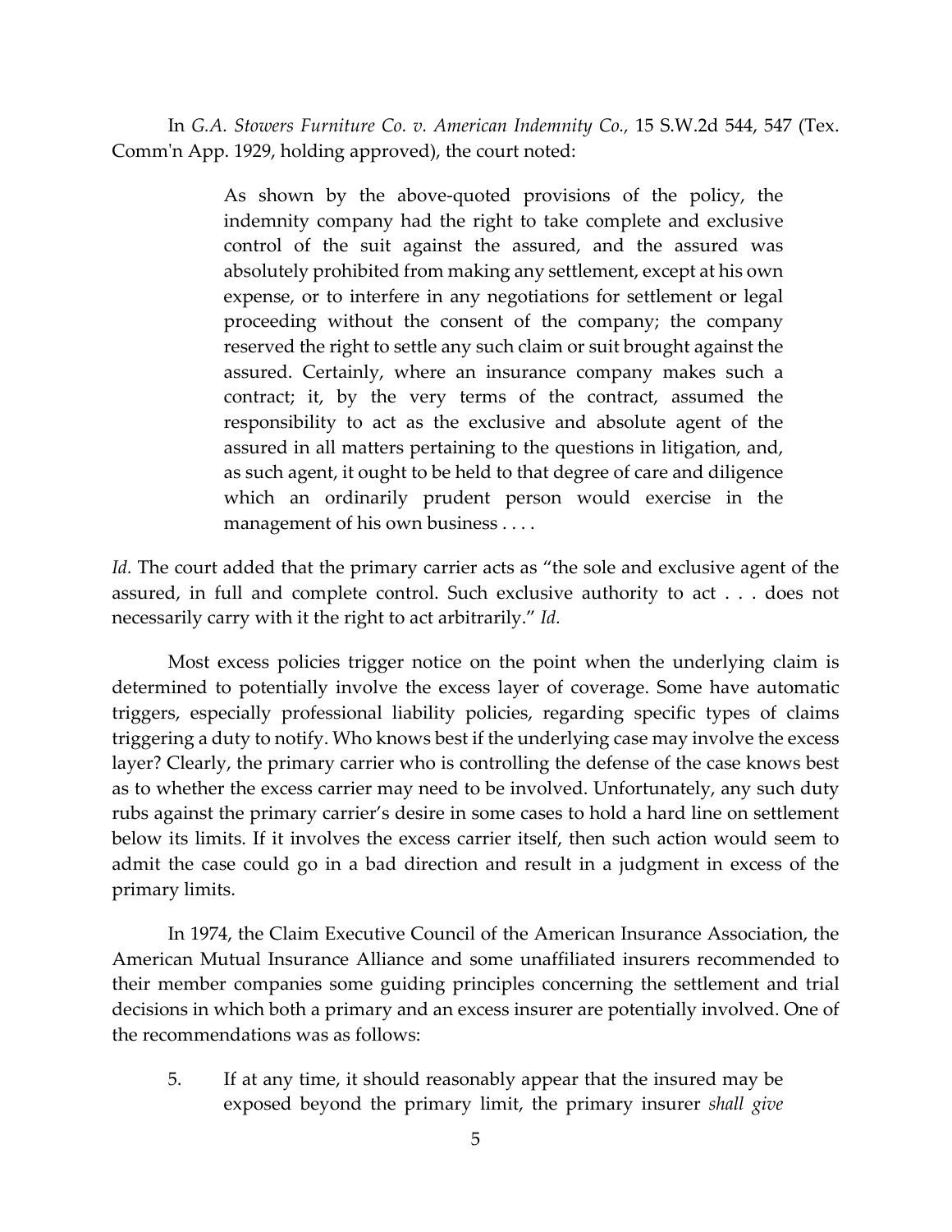In *G.A. Stowers Furniture Co. v. American Indemnity Co.,* 15 S.W.2d 544, 547 (Tex. Comm'n App. 1929, holding approved), the court noted:

> As shown by the above-quoted provisions of the policy, the indemnity company had the right to take complete and exclusive control of the suit against the assured, and the assured was absolutely prohibited from making any settlement, except at his own expense, or to interfere in any negotiations for settlement or legal proceeding without the consent of the company; the company reserved the right to settle any such claim or suit brought against the assured. Certainly, where an insurance company makes such a contract; it, by the very terms of the contract, assumed the responsibility to act as the exclusive and absolute agent of the assured in all matters pertaining to the questions in litigation, and, as such agent, it ought to be held to that degree of care and diligence which an ordinarily prudent person would exercise in the management of his own business . . . .

*Id.* The court added that the primary carrier acts as "the sole and exclusive agent of the assured, in full and complete control. Such exclusive authority to act . . . does not necessarily carry with it the right to act arbitrarily." *Id.*

Most excess policies trigger notice on the point when the underlying claim is determined to potentially involve the excess layer of coverage. Some have automatic triggers, especially professional liability policies, regarding specific types of claims triggering a duty to notify. Who knows best if the underlying case may involve the excess layer? Clearly, the primary carrier who is controlling the defense of the case knows best as to whether the excess carrier may need to be involved. Unfortunately, any such duty rubs against the primary carrier's desire in some cases to hold a hard line on settlement below its limits. If it involves the excess carrier itself, then such action would seem to admit the case could go in a bad direction and result in a judgment in excess of the primary limits.

In 1974, the Claim Executive Council of the American Insurance Association, the American Mutual Insurance Alliance and some unaffiliated insurers recommended to their member companies some guiding principles concerning the settlement and trial decisions in which both a primary and an excess insurer are potentially involved. One of the recommendations was as follows:

5. If at any time, it should reasonably appear that the insured may be exposed beyond the primary limit, the primary insurer *shall give*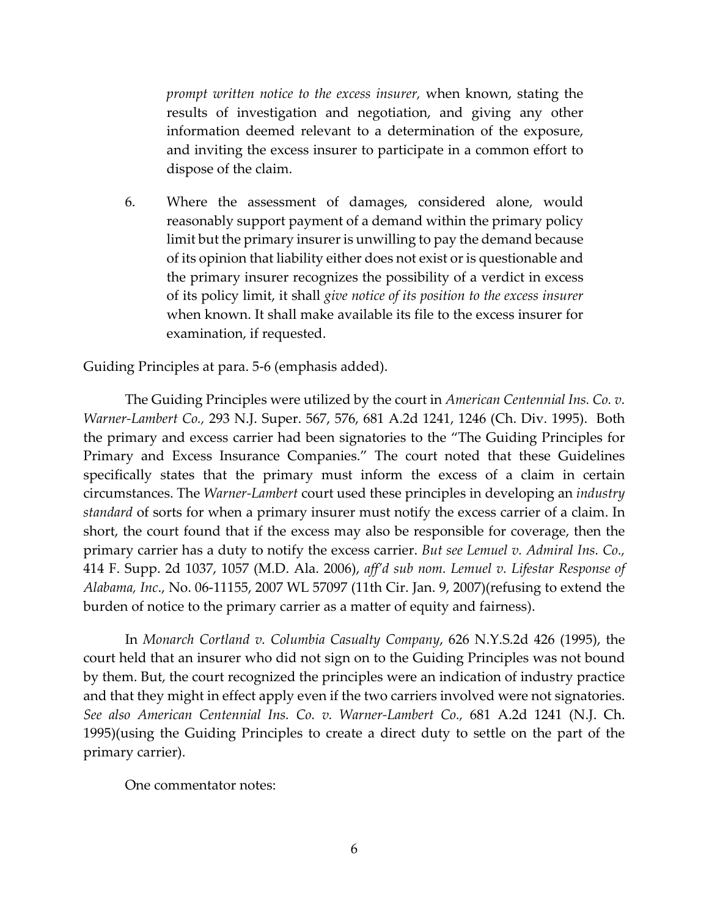> *prompt written notice to the excess insurer,* when known, stating the results of investigation and negotiation, and giving any other information deemed relevant to a determination of the exposure, and inviting the excess insurer to participate in a common effort to dispose of the claim.
>
> 6. Where the assessment of damages, considered alone, would reasonably support payment of a demand within the primary policy limit but the primary insurer is unwilling to pay the demand because of its opinion that liability either does not exist or is questionable and the primary insurer recognizes the possibility of a verdict in excess of its policy limit, it shall *give notice of its position to the excess insurer* when known. It shall make available its file to the excess insurer for examination, if requested.

Guiding Principles at para. 5-6 (emphasis added).

The Guiding Principles were utilized by the court in *American Centennial Ins. Co. v. Warner-Lambert Co.,* 293 N.J. Super. 567, 576, 681 A.2d 1241, 1246 (Ch. Div. 1995). Both the primary and excess carrier had been signatories to the "The Guiding Principles for Primary and Excess Insurance Companies." The court noted that these Guidelines specifically states that the primary must inform the excess of a claim in certain circumstances. The *Warner-Lambert* court used these principles in developing an *industry standard* of sorts for when a primary insurer must notify the excess carrier of a claim. In short, the court found that if the excess may also be responsible for coverage, then the primary carrier has a duty to notify the excess carrier. *But see Lemuel v. Admiral Ins. Co.,* 414 F. Supp. 2d 1037, 1057 (M.D. Ala. 2006), *aff'd sub nom. Lemuel v. Lifestar Response of Alabama, Inc.*, No. 06-11155, 2007 WL 57097 (11th Cir. Jan. 9, 2007)(refusing to extend the burden of notice to the primary carrier as a matter of equity and fairness).

In *Monarch Cortland v. Columbia Casualty Company*, 626 N.Y.S.2d 426 (1995), the court held that an insurer who did not sign on to the Guiding Principles was not bound by them. But, the court recognized the principles were an indication of industry practice and that they might in effect apply even if the two carriers involved were not signatories. *See also American Centennial Ins. Co. v. Warner-Lambert Co.,* 681 A.2d 1241 (N.J. Ch. 1995)(using the Guiding Principles to create a direct duty to settle on the part of the primary carrier).

One commentator notes: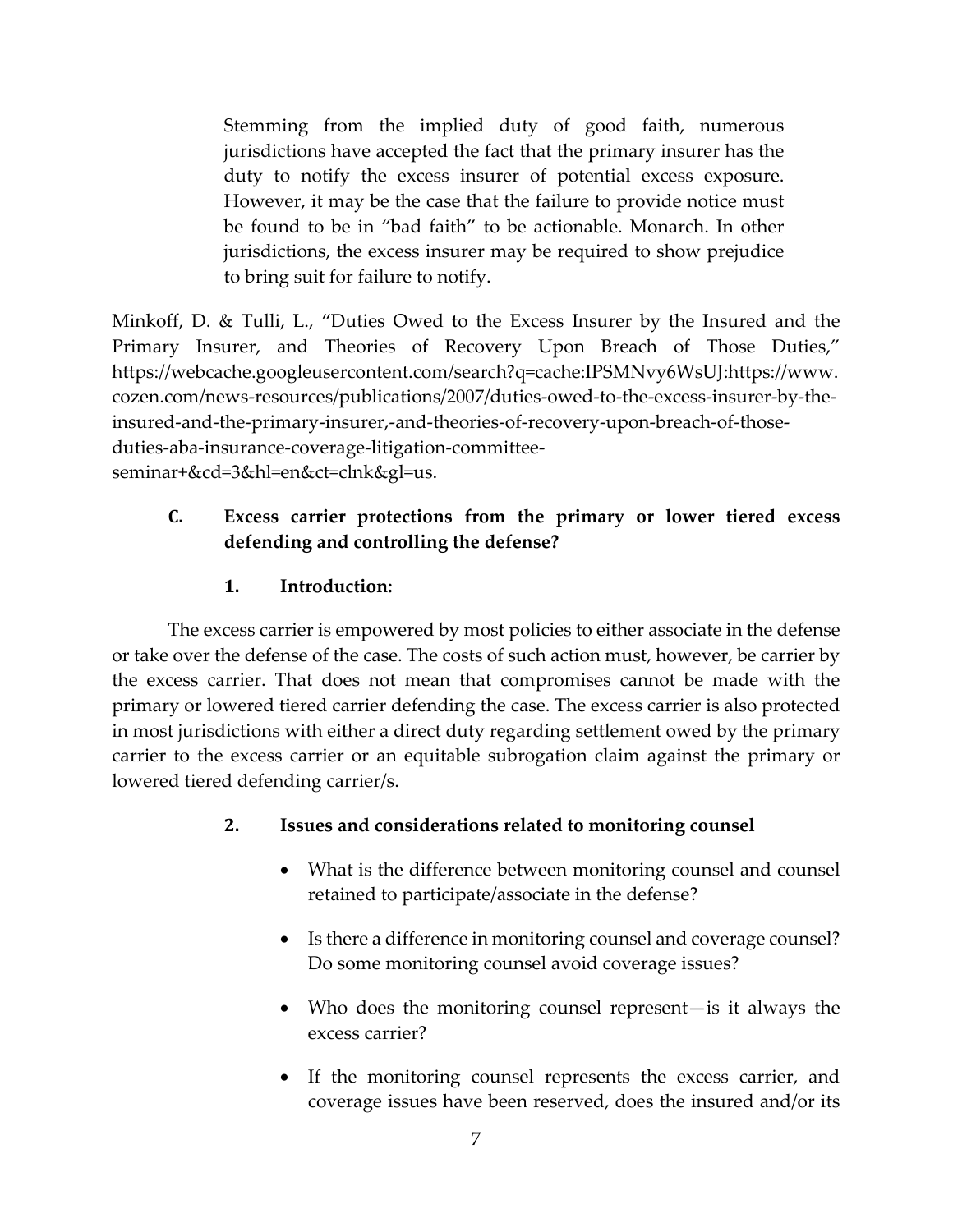> Stemming from the implied duty of good faith, numerous jurisdictions have accepted the fact that the primary insurer has the duty to notify the excess insurer of potential excess exposure. However, it may be the case that the failure to provide notice must be found to be in "bad faith" to be actionable. Monarch. In other jurisdictions, the excess insurer may be required to show prejudice to bring suit for failure to notify.

Minkoff, D. & Tulli, L., "Duties Owed to the Excess Insurer by the Insured and the Primary Insurer, and Theories of Recovery Upon Breach of Those Duties," https://webcache.googleusercontent.com/search?q=cache:IPSMNvy6WsUJ:https://www.cozen.com/news-resources/publications/2007/duties-owed-to-the-excess-insurer-by-the-insured-and-the-primary-insurer,-and-theories-of-recovery-upon-breach-of-those-duties-aba-insurance-coverage-litigation-committee-seminar+&cd=3&hl=en&ct=clnk&gl=us.

### C. Excess carrier protections from the primary or lower tiered excess defending and controlling the defense?

#### 1. Introduction:

The excess carrier is empowered by most policies to either associate in the defense or take over the defense of the case. The costs of such action must, however, be carrier by the excess carrier. That does not mean that compromises cannot be made with the primary or lowered tiered carrier defending the case. The excess carrier is also protected in most jurisdictions with either a direct duty regarding settlement owed by the primary carrier to the excess carrier or an equitable subrogation claim against the primary or lowered tiered defending carrier/s.

#### 2. Issues and considerations related to monitoring counsel

- What is the difference between monitoring counsel and counsel retained to participate/associate in the defense?
- Is there a difference in monitoring counsel and coverage counsel? Do some monitoring counsel avoid coverage issues?
- Who does the monitoring counsel represent—is it always the excess carrier?
- If the monitoring counsel represents the excess carrier, and coverage issues have been reserved, does the insured and/or its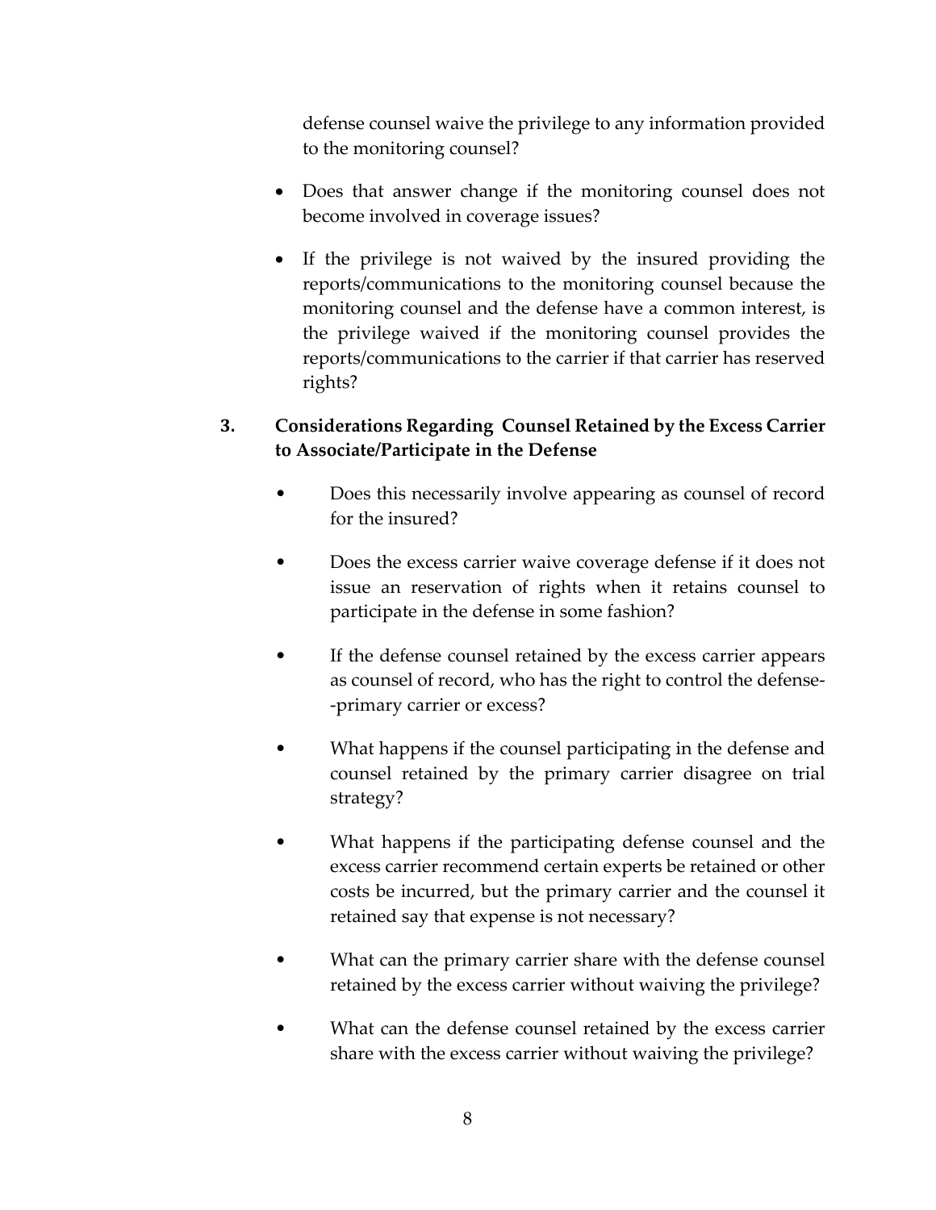defense counsel waive the privilege to any information provided to the monitoring counsel?

- Does that answer change if the monitoring counsel does not become involved in coverage issues?
- If the privilege is not waived by the insured providing the reports/communications to the monitoring counsel because the monitoring counsel and the defense have a common interest, is the privilege waived if the monitoring counsel provides the reports/communications to the carrier if that carrier has reserved rights?

**3. Considerations Regarding Counsel Retained by the Excess Carrier to Associate/Participate in the Defense**

- Does this necessarily involve appearing as counsel of record for the insured?
- Does the excess carrier waive coverage defense if it does not issue an reservation of rights when it retains counsel to participate in the defense in some fashion?
- If the defense counsel retained by the excess carrier appears as counsel of record, who has the right to control the defense--primary carrier or excess?
- What happens if the counsel participating in the defense and counsel retained by the primary carrier disagree on trial strategy?
- What happens if the participating defense counsel and the excess carrier recommend certain experts be retained or other costs be incurred, but the primary carrier and the counsel it retained say that expense is not necessary?
- What can the primary carrier share with the defense counsel retained by the excess carrier without waiving the privilege?
- What can the defense counsel retained by the excess carrier share with the excess carrier without waiving the privilege?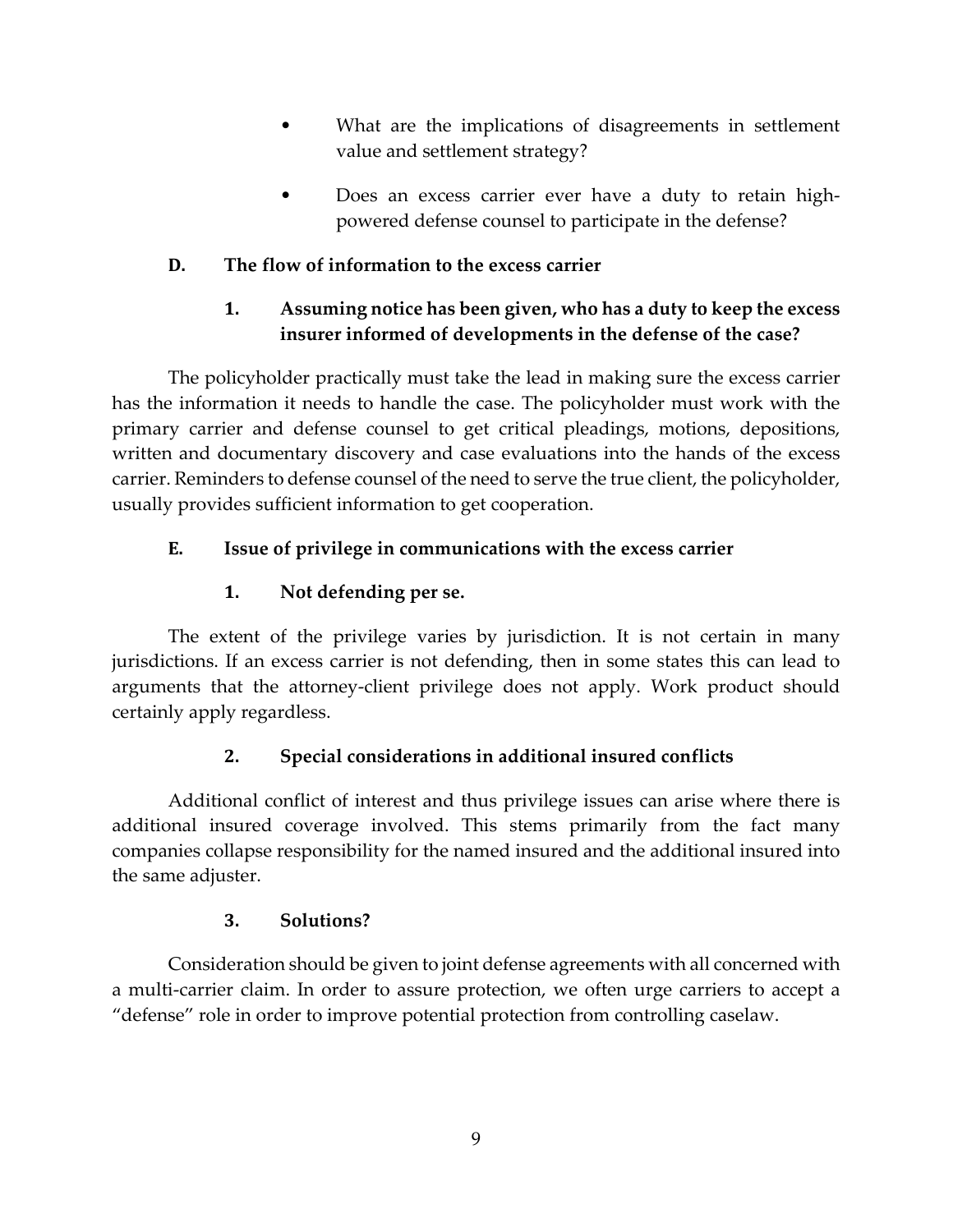- What are the implications of disagreements in settlement value and settlement strategy?

- Does an excess carrier ever have a duty to retain high-powered defense counsel to participate in the defense?

### D. The flow of information to the excess carrier

#### 1. Assuming notice has been given, who has a duty to keep the excess insurer informed of developments in the defense of the case?

The policyholder practically must take the lead in making sure the excess carrier has the information it needs to handle the case. The policyholder must work with the primary carrier and defense counsel to get critical pleadings, motions, depositions, written and documentary discovery and case evaluations into the hands of the excess carrier. Reminders to defense counsel of the need to serve the true client, the policyholder, usually provides sufficient information to get cooperation.

### E. Issue of privilege in communications with the excess carrier

#### 1. Not defending per se.

The extent of the privilege varies by jurisdiction. It is not certain in many jurisdictions. If an excess carrier is not defending, then in some states this can lead to arguments that the attorney-client privilege does not apply. Work product should certainly apply regardless.

#### 2. Special considerations in additional insured conflicts

Additional conflict of interest and thus privilege issues can arise where there is additional insured coverage involved. This stems primarily from the fact many companies collapse responsibility for the named insured and the additional insured into the same adjuster.

#### 3. Solutions?

Consideration should be given to joint defense agreements with all concerned with a multi-carrier claim. In order to assure protection, we often urge carriers to accept a "defense" role in order to improve potential protection from controlling caselaw.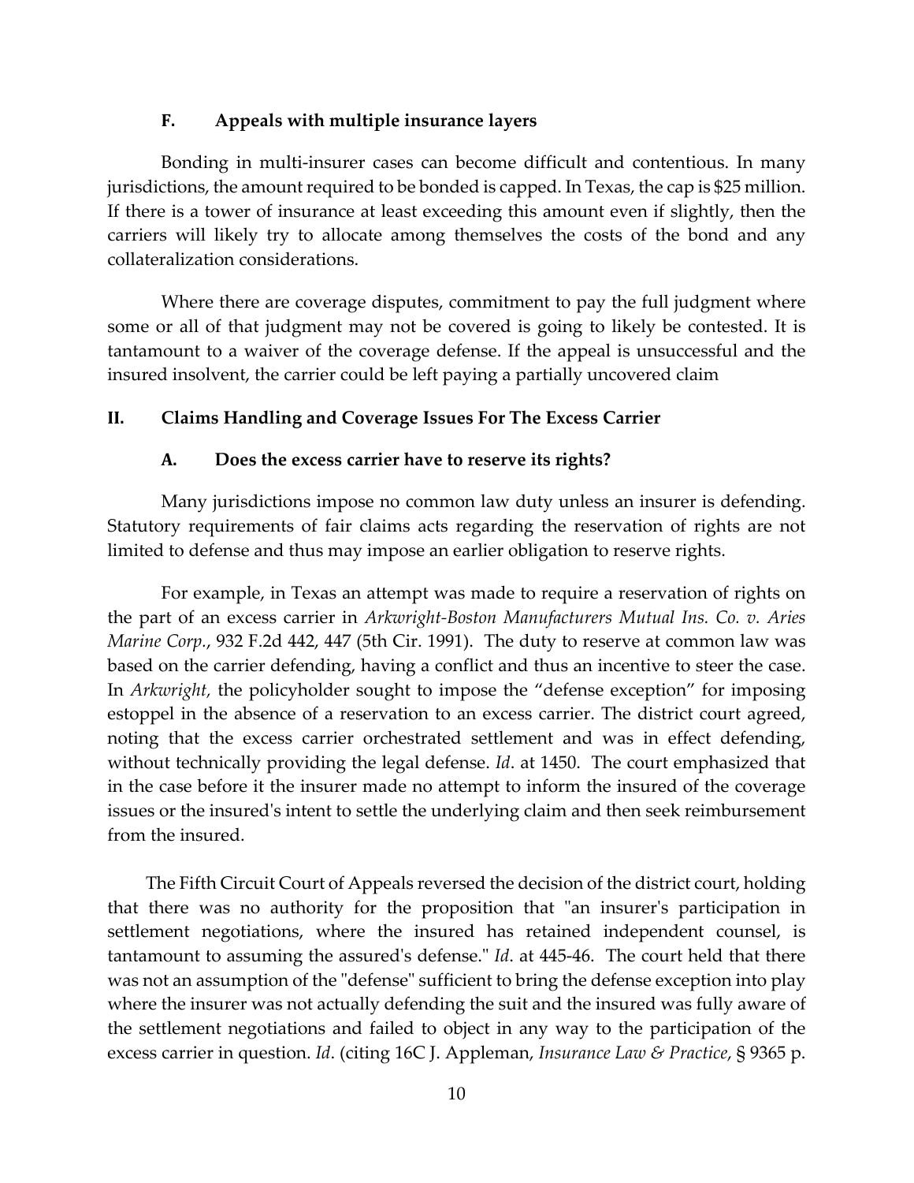### F. Appeals with multiple insurance layers

Bonding in multi-insurer cases can become difficult and contentious. In many jurisdictions, the amount required to be bonded is capped. In Texas, the cap is $25 million. If there is a tower of insurance at least exceeding this amount even if slightly, then the carriers will likely try to allocate among themselves the costs of the bond and any collateralization considerations.

Where there are coverage disputes, commitment to pay the full judgment where some or all of that judgment may not be covered is going to likely be contested. It is tantamount to a waiver of the coverage defense. If the appeal is unsuccessful and the insured insolvent, the carrier could be left paying a partially uncovered claim

## II. Claims Handling and Coverage Issues For The Excess Carrier

### A. Does the excess carrier have to reserve its rights?

Many jurisdictions impose no common law duty unless an insurer is defending. Statutory requirements of fair claims acts regarding the reservation of rights are not limited to defense and thus may impose an earlier obligation to reserve rights.

For example, in Texas an attempt was made to require a reservation of rights on the part of an excess carrier in *Arkwright-Boston Manufacturers Mutual Ins. Co. v. Aries Marine Corp.*, 932 F.2d 442, 447 (5th Cir. 1991). The duty to reserve at common law was based on the carrier defending, having a conflict and thus an incentive to steer the case. In *Arkwright,* the policyholder sought to impose the "defense exception" for imposing estoppel in the absence of a reservation to an excess carrier. The district court agreed, noting that the excess carrier orchestrated settlement and was in effect defending, without technically providing the legal defense. *Id*. at 1450. The court emphasized that in the case before it the insurer made no attempt to inform the insured of the coverage issues or the insured's intent to settle the underlying claim and then seek reimbursement from the insured.

The Fifth Circuit Court of Appeals reversed the decision of the district court, holding that there was no authority for the proposition that "an insurer's participation in settlement negotiations, where the insured has retained independent counsel, is tantamount to assuming the assured's defense." *Id*. at 445-46. The court held that there was not an assumption of the "defense" sufficient to bring the defense exception into play where the insurer was not actually defending the suit and the insured was fully aware of the settlement negotiations and failed to object in any way to the participation of the excess carrier in question. *Id*. (citing 16C J. Appleman, *Insurance Law & Practice*, § 9365 p.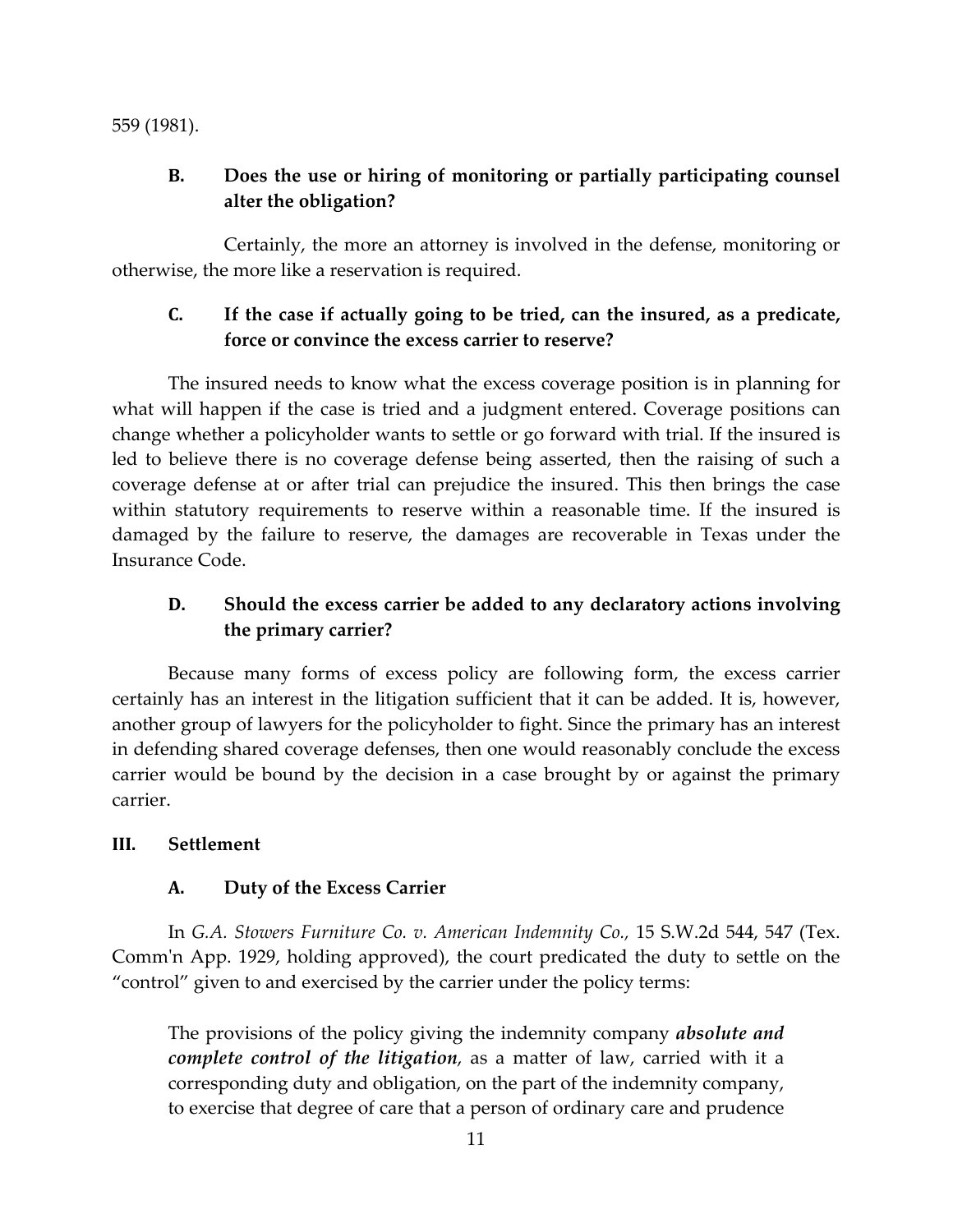559 (1981).

### B. Does the use or hiring of monitoring or partially participating counsel alter the obligation?

Certainly, the more an attorney is involved in the defense, monitoring or otherwise, the more like a reservation is required.

### C. If the case if actually going to be tried, can the insured, as a predicate, force or convince the excess carrier to reserve?

The insured needs to know what the excess coverage position is in planning for what will happen if the case is tried and a judgment entered. Coverage positions can change whether a policyholder wants to settle or go forward with trial. If the insured is led to believe there is no coverage defense being asserted, then the raising of such a coverage defense at or after trial can prejudice the insured. This then brings the case within statutory requirements to reserve within a reasonable time. If the insured is damaged by the failure to reserve, the damages are recoverable in Texas under the Insurance Code.

### D. Should the excess carrier be added to any declaratory actions involving the primary carrier?

Because many forms of excess policy are following form, the excess carrier certainly has an interest in the litigation sufficient that it can be added. It is, however, another group of lawyers for the policyholder to fight. Since the primary has an interest in defending shared coverage defenses, then one would reasonably conclude the excess carrier would be bound by the decision in a case brought by or against the primary carrier.

## III. Settlement

### A. Duty of the Excess Carrier

In *G.A. Stowers Furniture Co. v. American Indemnity Co.,* 15 S.W.2d 544, 547 (Tex. Comm'n App. 1929, holding approved), the court predicated the duty to settle on the "control" given to and exercised by the carrier under the policy terms:

> The provisions of the policy giving the indemnity company ***absolute and complete control of the litigation***, as a matter of law, carried with it a corresponding duty and obligation, on the part of the indemnity company, to exercise that degree of care that a person of ordinary care and prudence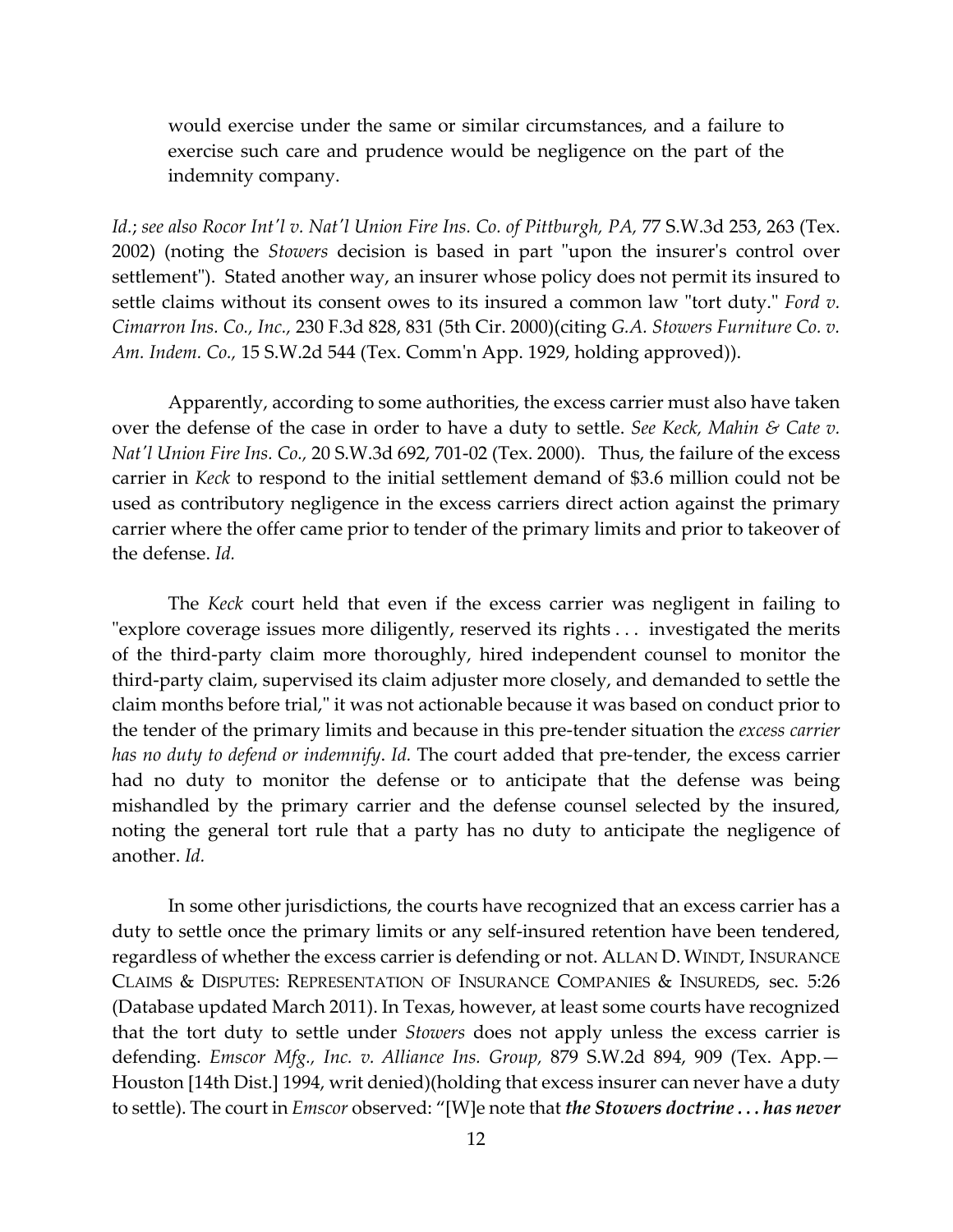> would exercise under the same or similar circumstances, and a failure to exercise such care and prudence would be negligence on the part of the indemnity company.

*Id.*; *see also Rocor Int'l v. Nat'l Union Fire Ins. Co. of Pittburgh, PA,* 77 S.W.3d 253, 263 (Tex. 2002) (noting the *Stowers* decision is based in part "upon the insurer's control over settlement"). Stated another way, an insurer whose policy does not permit its insured to settle claims without its consent owes to its insured a common law "tort duty." *Ford v. Cimarron Ins. Co., Inc.,* 230 F.3d 828, 831 (5th Cir. 2000)(citing *G.A. Stowers Furniture Co. v. Am. Indem. Co.,* 15 S.W.2d 544 (Tex. Comm'n App. 1929, holding approved)).

Apparently, according to some authorities, the excess carrier must also have taken over the defense of the case in order to have a duty to settle. *See Keck, Mahin & Cate v. Nat'l Union Fire Ins. Co.,* 20 S.W.3d 692, 701-02 (Tex. 2000). Thus, the failure of the excess carrier in *Keck* to respond to the initial settlement demand of $3.6 million could not be used as contributory negligence in the excess carriers direct action against the primary carrier where the offer came prior to tender of the primary limits and prior to takeover of the defense. *Id.*

The *Keck* court held that even if the excess carrier was negligent in failing to "explore coverage issues more diligently, reserved its rights . . . investigated the merits of the third-party claim more thoroughly, hired independent counsel to monitor the third-party claim, supervised its claim adjuster more closely, and demanded to settle the claim months before trial," it was not actionable because it was based on conduct prior to the tender of the primary limits and because in this pre-tender situation the *excess carrier has no duty to defend or indemnify*. *Id.* The court added that pre-tender, the excess carrier had no duty to monitor the defense or to anticipate that the defense was being mishandled by the primary carrier and the defense counsel selected by the insured, noting the general tort rule that a party has no duty to anticipate the negligence of another. *Id.*

In some other jurisdictions, the courts have recognized that an excess carrier has a duty to settle once the primary limits or any self-insured retention have been tendered, regardless of whether the excess carrier is defending or not. ALLAN D. WINDT, INSURANCE CLAIMS & DISPUTES: REPRESENTATION OF INSURANCE COMPANIES & INSUREDS, sec. 5:26 (Database updated March 2011). In Texas, however, at least some courts have recognized that the tort duty to settle under *Stowers* does not apply unless the excess carrier is defending. *Emscor Mfg., Inc. v. Alliance Ins. Group,* 879 S.W.2d 894, 909 (Tex. App.—Houston [14th Dist.] 1994, writ denied)(holding that excess insurer can never have a duty to settle). The court in *Emscor* observed: "[W]e note that ***the Stowers doctrine . . . has never***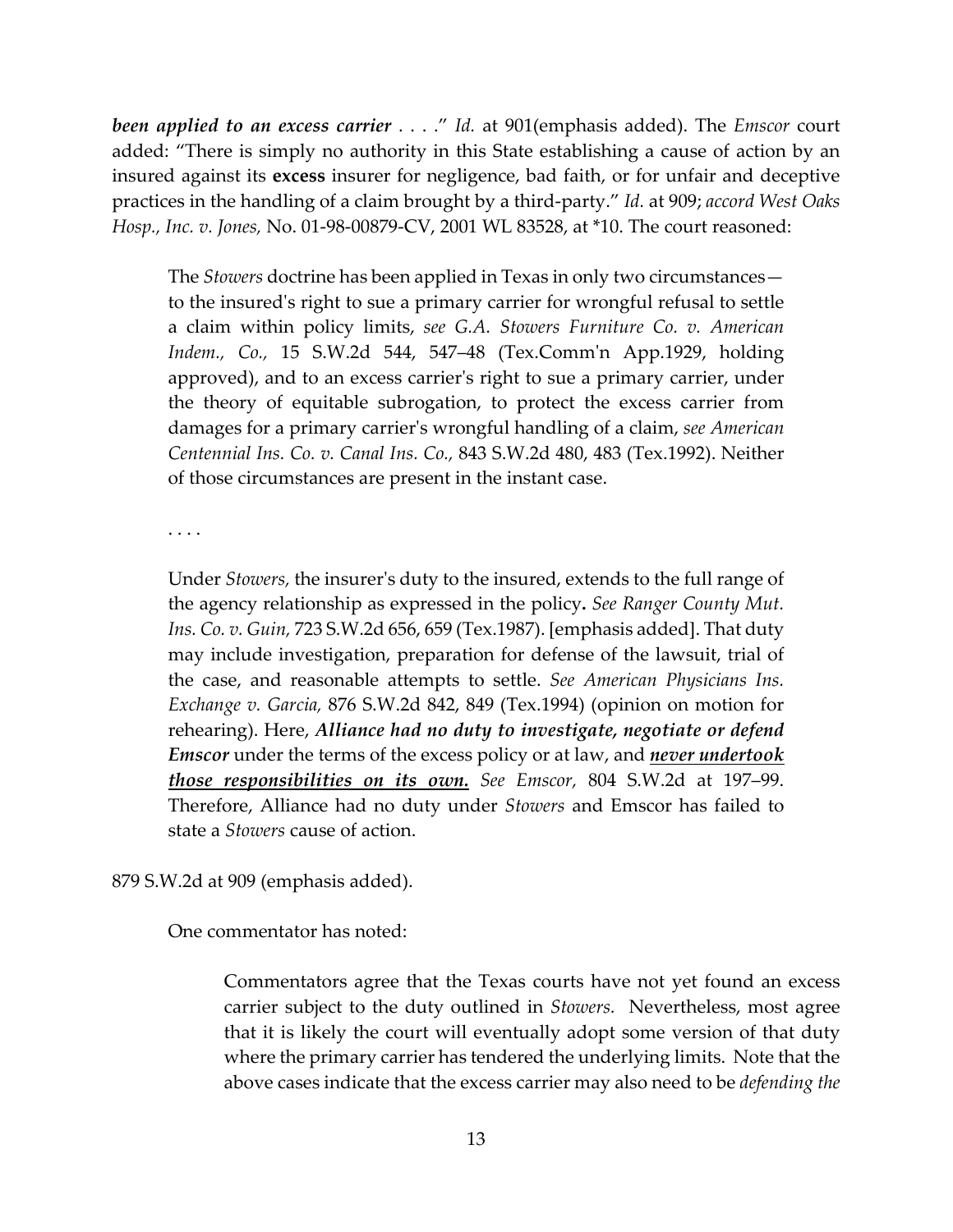***been applied to an excess carrier*** . . . ." *Id.* at 901(emphasis added). The *Emscor* court added: "There is simply no authority in this State establishing a cause of action by an insured against its **excess** insurer for negligence, bad faith, or for unfair and deceptive practices in the handling of a claim brought by a third-party." *Id.* at 909; *accord West Oaks Hosp., Inc. v. Jones,* No. 01-98-00879-CV, 2001 WL 83528, at *10. The court reasoned:

> The *Stowers* doctrine has been applied in Texas in only two circumstances—to the insured's right to sue a primary carrier for wrongful refusal to settle a claim within policy limits, *see G.A. Stowers Furniture Co. v. American Indem., Co.,* 15 S.W.2d 544, 547–48 (Tex.Comm'n App.1929, holding approved), and to an excess carrier's right to sue a primary carrier, under the theory of equitable subrogation, to protect the excess carrier from damages for a primary carrier's wrongful handling of a claim, *see American Centennial Ins. Co. v. Canal Ins. Co.,* 843 S.W.2d 480, 483 (Tex.1992). Neither of those circumstances are present in the instant case.
>
> . . . .
>
> Under *Stowers,* the insurer's duty to the insured, extends to the full range of the agency relationship as expressed in the policy**.** *See Ranger County Mut. Ins. Co. v. Guin,* 723 S.W.2d 656, 659 (Tex.1987). [emphasis added]. That duty may include investigation, preparation for defense of the lawsuit, trial of the case, and reasonable attempts to settle. *See American Physicians Ins. Exchange v. Garcia,* 876 S.W.2d 842, 849 (Tex.1994) (opinion on motion for rehearing). Here, ***Alliance had no duty to investigate, negotiate or defend Emscor*** under the terms of the excess policy or at law, and ***<u>never undertook those responsibilities on its own.</u>*** *See Emscor,* 804 S.W.2d at 197–99. Therefore, Alliance had no duty under *Stowers* and Emscor has failed to state a *Stowers* cause of action.

879 S.W.2d at 909 (emphasis added).

One commentator has noted:

> Commentators agree that the Texas courts have not yet found an excess carrier subject to the duty outlined in *Stowers.* Nevertheless, most agree that it is likely the court will eventually adopt some version of that duty where the primary carrier has tendered the underlying limits. Note that the above cases indicate that the excess carrier may also need to be *defending the*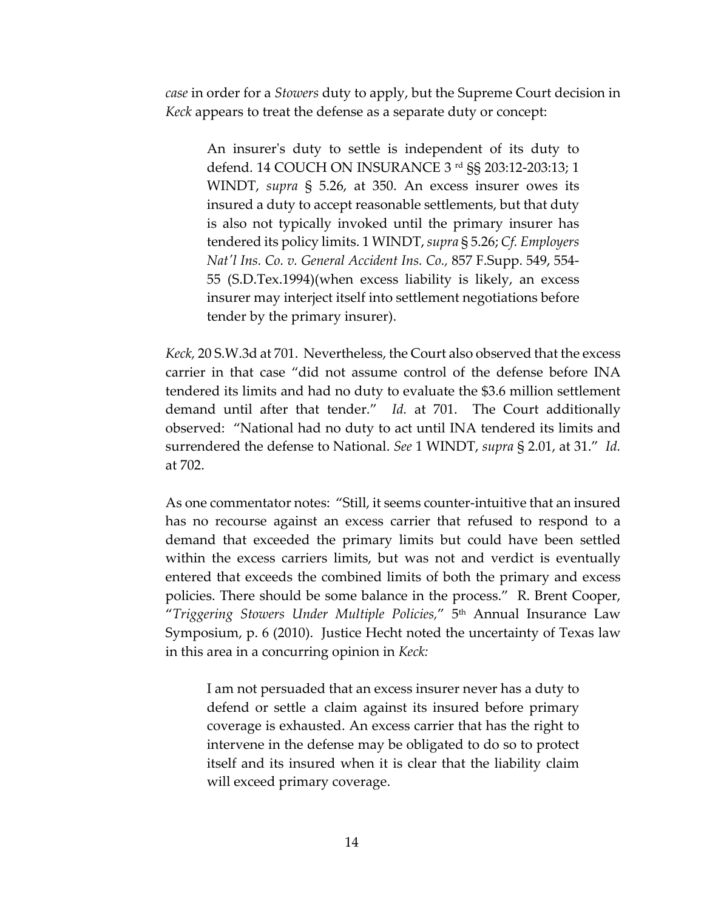*case* in order for a *Stowers* duty to apply, but the Supreme Court decision in *Keck* appears to treat the defense as a separate duty or concept:

> An insurer's duty to settle is independent of its duty to defend. 14 COUCH ON INSURANCE 3[rd] §§ 203:12-203:13; 1 WINDT, *supra* § 5.26, at 350. An excess insurer owes its insured a duty to accept reasonable settlements, but that duty is also not typically invoked until the primary insurer has tendered its policy limits. 1 WINDT, *supra* § 5.26; *Cf. Employers Nat'l Ins. Co. v. General Accident Ins. Co.*, 857 F.Supp. 549, 554-55 (S.D.Tex.1994)(when excess liability is likely, an excess insurer may interject itself into settlement negotiations before tender by the primary insurer).

*Keck*, 20 S.W.3d at 701. Nevertheless, the Court also observed that the excess carrier in that case "did not assume control of the defense before INA tendered its limits and had no duty to evaluate the $3.6 million settlement demand until after that tender." *Id.* at 701. The Court additionally observed: "National had no duty to act until INA tendered its limits and surrendered the defense to National. *See* 1 WINDT, *supra* § 2.01, at 31." *Id.* at 702.

As one commentator notes: "Still, it seems counter-intuitive that an insured has no recourse against an excess carrier that refused to respond to a demand that exceeded the primary limits but could have been settled within the excess carriers limits, but was not and verdict is eventually entered that exceeds the combined limits of both the primary and excess policies. There should be some balance in the process." R. Brent Cooper, "*Triggering Stowers Under Multiple Policies,*" 5[th] Annual Insurance Law Symposium, p. 6 (2010). Justice Hecht noted the uncertainty of Texas law in this area in a concurring opinion in *Keck:*

> I am not persuaded that an excess insurer never has a duty to defend or settle a claim against its insured before primary coverage is exhausted. An excess carrier that has the right to intervene in the defense may be obligated to do so to protect itself and its insured when it is clear that the liability claim will exceed primary coverage.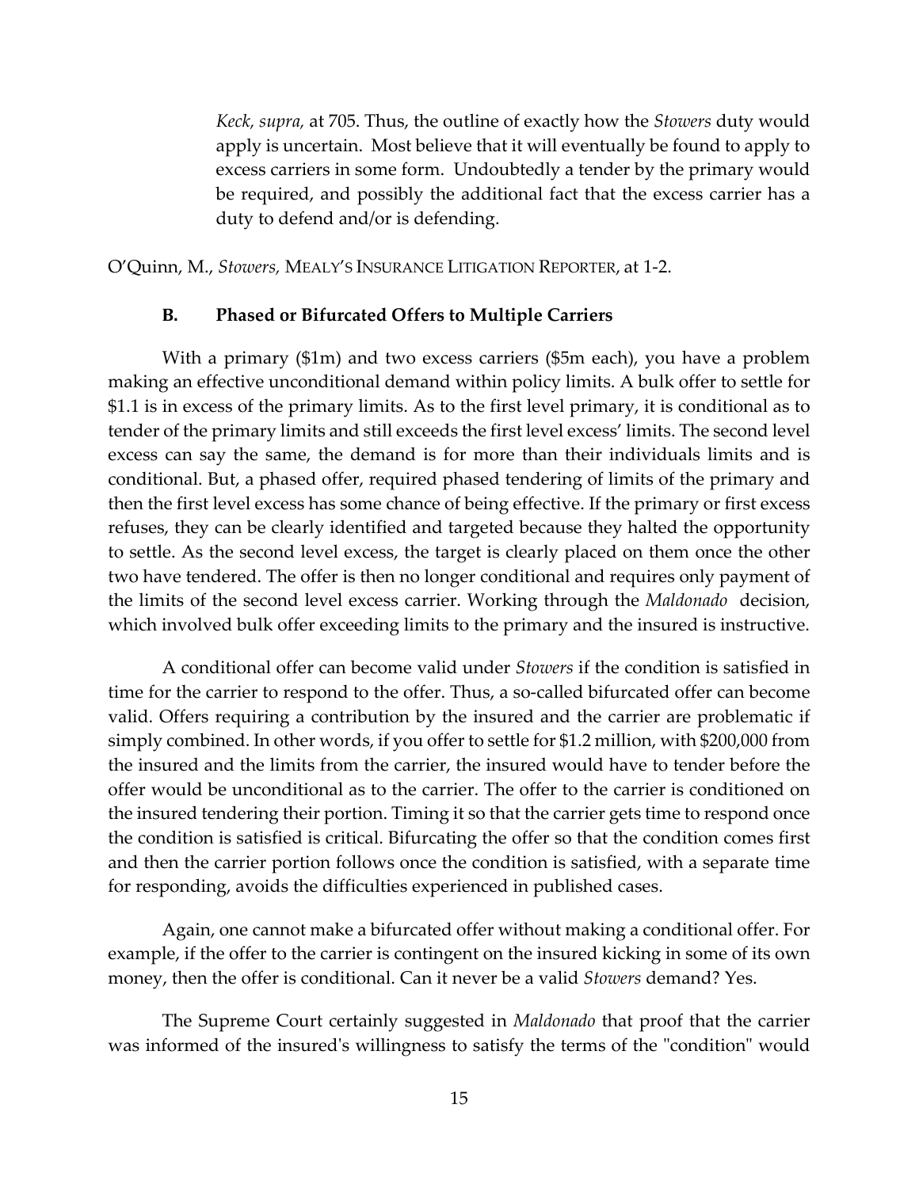> *Keck, supra,* at 705. Thus, the outline of exactly how the *Stowers* duty would apply is uncertain. Most believe that it will eventually be found to apply to excess carriers in some form. Undoubtedly a tender by the primary would be required, and possibly the additional fact that the excess carrier has a duty to defend and/or is defending.

O'Quinn, M., *Stowers,* MEALY'S INSURANCE LITIGATION REPORTER, at 1-2.

### B. Phased or Bifurcated Offers to Multiple Carriers

With a primary ($1m) and two excess carriers ($5m each), you have a problem making an effective unconditional demand within policy limits. A bulk offer to settle for $1.1 is in excess of the primary limits. As to the first level primary, it is conditional as to tender of the primary limits and still exceeds the first level excess' limits. The second level excess can say the same, the demand is for more than their individuals limits and is conditional. But, a phased offer, required phased tendering of limits of the primary and then the first level excess has some chance of being effective. If the primary or first excess refuses, they can be clearly identified and targeted because they halted the opportunity to settle. As the second level excess, the target is clearly placed on them once the other two have tendered. The offer is then no longer conditional and requires only payment of the limits of the second level excess carrier. Working through the *Maldonado* decision, which involved bulk offer exceeding limits to the primary and the insured is instructive.

A conditional offer can become valid under *Stowers* if the condition is satisfied in time for the carrier to respond to the offer. Thus, a so-called bifurcated offer can become valid. Offers requiring a contribution by the insured and the carrier are problematic if simply combined. In other words, if you offer to settle for $1.2 million, with $200,000 from the insured and the limits from the carrier, the insured would have to tender before the offer would be unconditional as to the carrier. The offer to the carrier is conditioned on the insured tendering their portion. Timing it so that the carrier gets time to respond once the condition is satisfied is critical. Bifurcating the offer so that the condition comes first and then the carrier portion follows once the condition is satisfied, with a separate time for responding, avoids the difficulties experienced in published cases.

Again, one cannot make a bifurcated offer without making a conditional offer. For example, if the offer to the carrier is contingent on the insured kicking in some of its own money, then the offer is conditional. Can it never be a valid *Stowers* demand? Yes.

The Supreme Court certainly suggested in *Maldonado* that proof that the carrier was informed of the insured's willingness to satisfy the terms of the "condition" would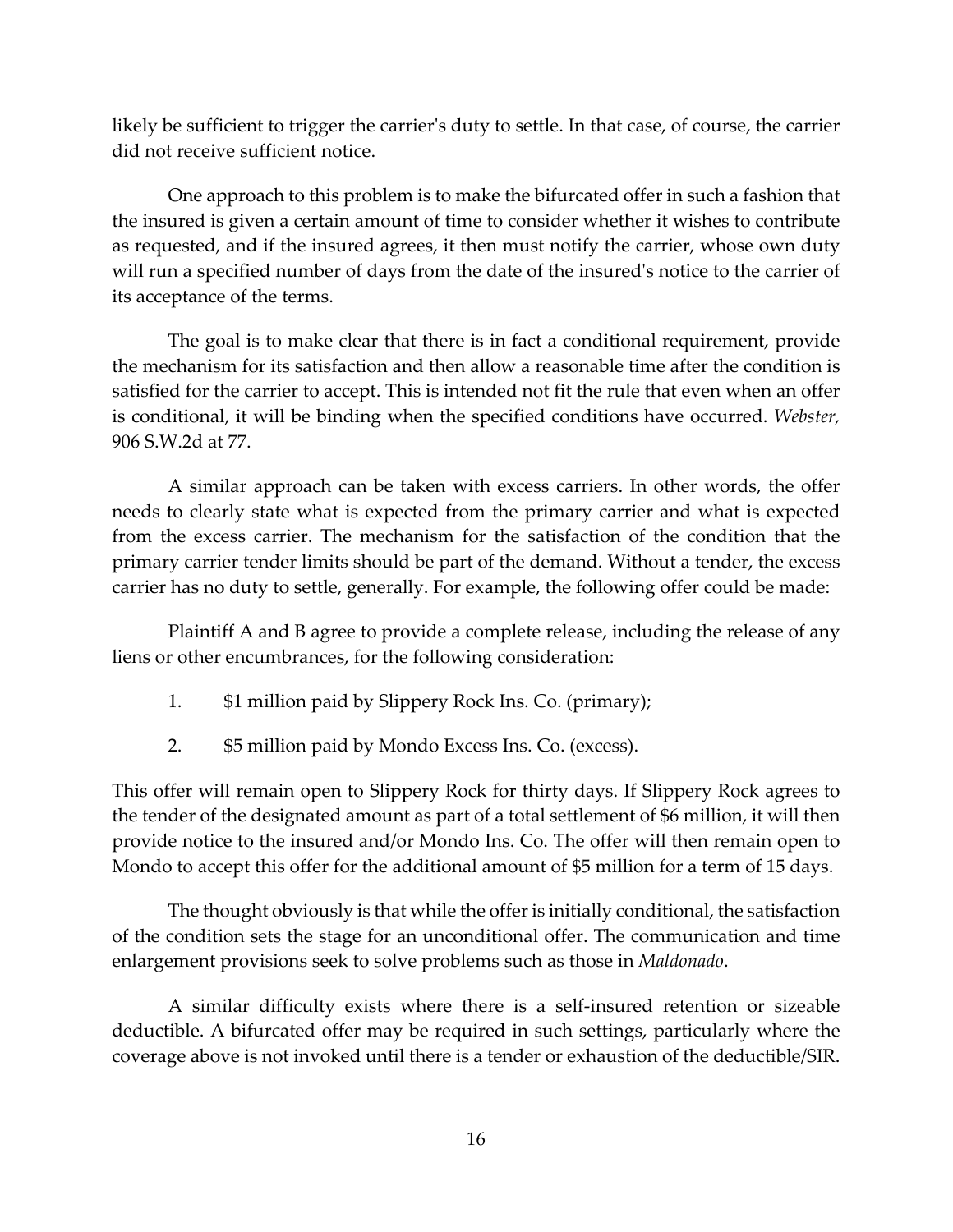likely be sufficient to trigger the carrier's duty to settle. In that case, of course, the carrier did not receive sufficient notice.

One approach to this problem is to make the bifurcated offer in such a fashion that the insured is given a certain amount of time to consider whether it wishes to contribute as requested, and if the insured agrees, it then must notify the carrier, whose own duty will run a specified number of days from the date of the insured's notice to the carrier of its acceptance of the terms.

The goal is to make clear that there is in fact a conditional requirement, provide the mechanism for its satisfaction and then allow a reasonable time after the condition is satisfied for the carrier to accept. This is intended not fit the rule that even when an offer is conditional, it will be binding when the specified conditions have occurred. *Webster,* 906 S.W.2d at 77.

A similar approach can be taken with excess carriers. In other words, the offer needs to clearly state what is expected from the primary carrier and what is expected from the excess carrier. The mechanism for the satisfaction of the condition that the primary carrier tender limits should be part of the demand. Without a tender, the excess carrier has no duty to settle, generally. For example, the following offer could be made:

Plaintiff A and B agree to provide a complete release, including the release of any liens or other encumbrances, for the following consideration:

1. $1 million paid by Slippery Rock Ins. Co. (primary);
2. $5 million paid by Mondo Excess Ins. Co. (excess).

This offer will remain open to Slippery Rock for thirty days. If Slippery Rock agrees to the tender of the designated amount as part of a total settlement of $6 million, it will then provide notice to the insured and/or Mondo Ins. Co. The offer will then remain open to Mondo to accept this offer for the additional amount of $5 million for a term of 15 days.

The thought obviously is that while the offer is initially conditional, the satisfaction of the condition sets the stage for an unconditional offer. The communication and time enlargement provisions seek to solve problems such as those in *Maldonado*.

A similar difficulty exists where there is a self-insured retention or sizeable deductible. A bifurcated offer may be required in such settings, particularly where the coverage above is not invoked until there is a tender or exhaustion of the deductible/SIR.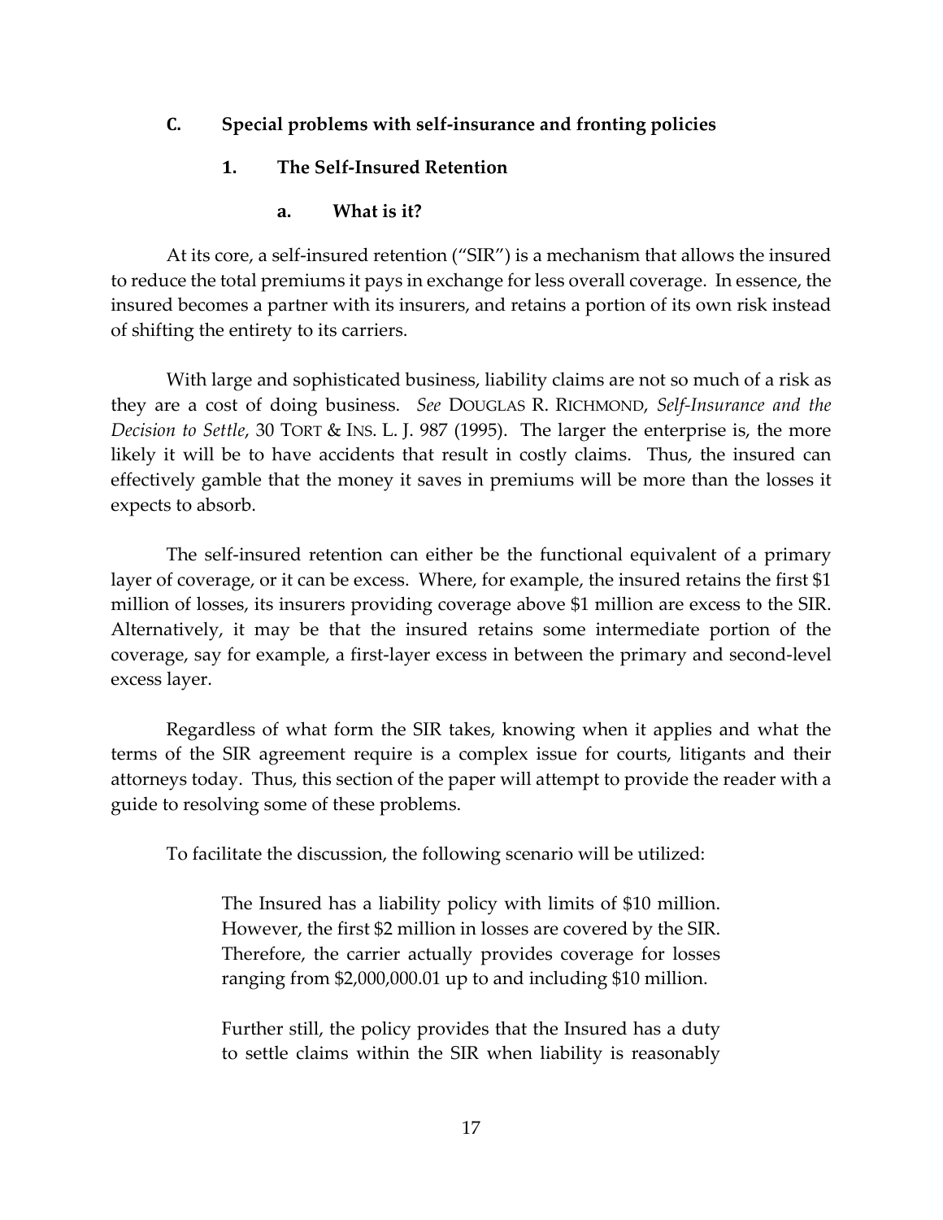### C. Special problems with self-insurance and fronting policies

#### 1. The Self-Insured Retention

##### a. What is it?

At its core, a self-insured retention ("SIR") is a mechanism that allows the insured to reduce the total premiums it pays in exchange for less overall coverage. In essence, the insured becomes a partner with its insurers, and retains a portion of its own risk instead of shifting the entirety to its carriers.

With large and sophisticated business, liability claims are not so much of a risk as they are a cost of doing business. *See* DOUGLAS R. RICHMOND, *Self-Insurance and the Decision to Settle*, 30 TORT & INS. L. J. 987 (1995). The larger the enterprise is, the more likely it will be to have accidents that result in costly claims. Thus, the insured can effectively gamble that the money it saves in premiums will be more than the losses it expects to absorb.

The self-insured retention can either be the functional equivalent of a primary layer of coverage, or it can be excess. Where, for example, the insured retains the first $1 million of losses, its insurers providing coverage above $1 million are excess to the SIR. Alternatively, it may be that the insured retains some intermediate portion of the coverage, say for example, a first-layer excess in between the primary and second-level excess layer.

Regardless of what form the SIR takes, knowing when it applies and what the terms of the SIR agreement require is a complex issue for courts, litigants and their attorneys today. Thus, this section of the paper will attempt to provide the reader with a guide to resolving some of these problems.

To facilitate the discussion, the following scenario will be utilized:

> The Insured has a liability policy with limits of $10 million. However, the first $2 million in losses are covered by the SIR. Therefore, the carrier actually provides coverage for losses ranging from $2,000,000.01 up to and including $10 million.
>
> Further still, the policy provides that the Insured has a duty to settle claims within the SIR when liability is reasonably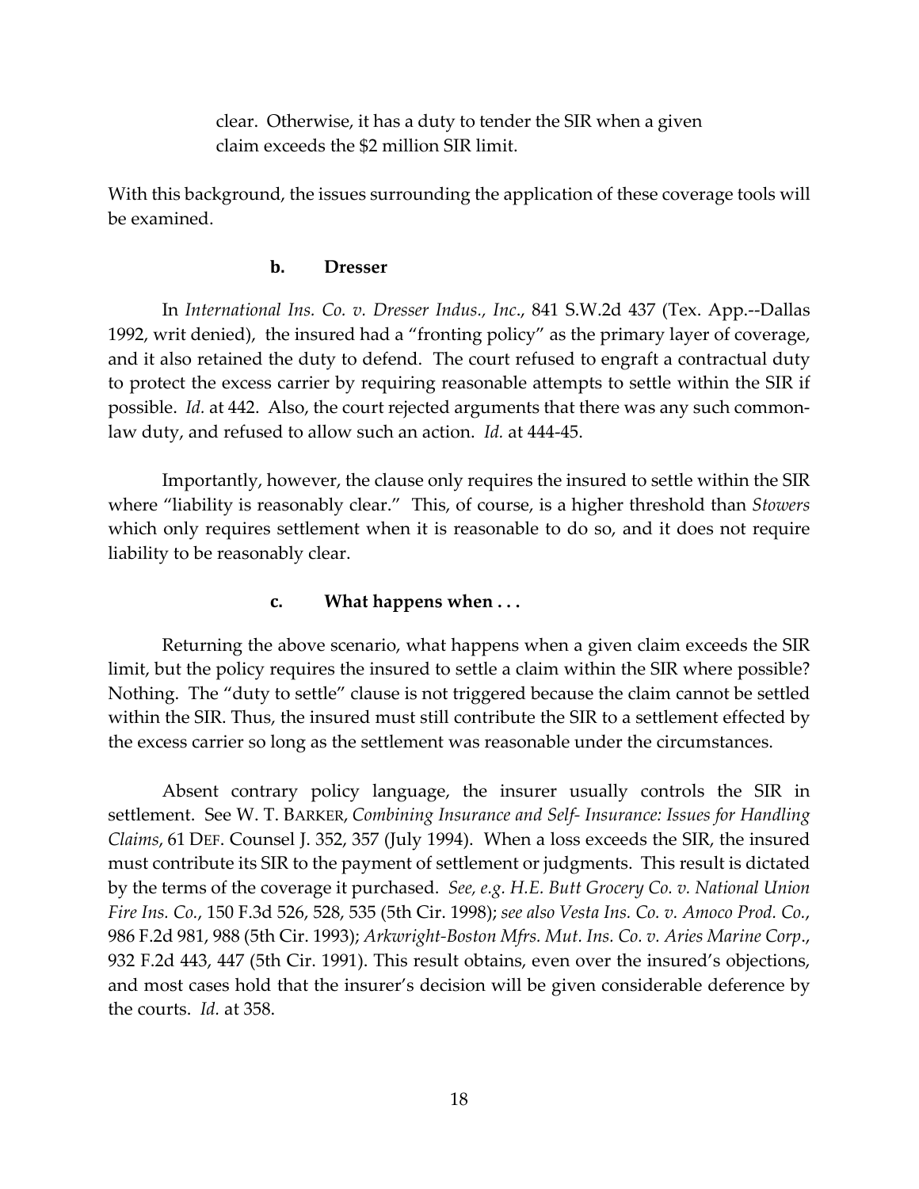clear. Otherwise, it has a duty to tender the SIR when a given claim exceeds the $2 million SIR limit.

With this background, the issues surrounding the application of these coverage tools will be examined.

### b. Dresser

In *International Ins. Co. v. Dresser Indus., Inc*., 841 S.W.2d 437 (Tex. App.--Dallas 1992, writ denied), the insured had a "fronting policy" as the primary layer of coverage, and it also retained the duty to defend. The court refused to engraft a contractual duty to protect the excess carrier by requiring reasonable attempts to settle within the SIR if possible. *Id.* at 442. Also, the court rejected arguments that there was any such common-law duty, and refused to allow such an action. *Id.* at 444-45.

Importantly, however, the clause only requires the insured to settle within the SIR where "liability is reasonably clear." This, of course, is a higher threshold than *Stowers* which only requires settlement when it is reasonable to do so, and it does not require liability to be reasonably clear.

### c. What happens when . . .

Returning the above scenario, what happens when a given claim exceeds the SIR limit, but the policy requires the insured to settle a claim within the SIR where possible? Nothing. The "duty to settle" clause is not triggered because the claim cannot be settled within the SIR. Thus, the insured must still contribute the SIR to a settlement effected by the excess carrier so long as the settlement was reasonable under the circumstances.

Absent contrary policy language, the insurer usually controls the SIR in settlement. See W. T. BARKER, *Combining Insurance and Self- Insurance: Issues for Handling Claims*, 61 DEF. Counsel J. 352, 357 (July 1994). When a loss exceeds the SIR, the insured must contribute its SIR to the payment of settlement or judgments. This result is dictated by the terms of the coverage it purchased. *See, e.g. H.E. Butt Grocery Co. v. National Union Fire Ins. Co.*, 150 F.3d 526, 528, 535 (5th Cir. 1998); *see also Vesta Ins. Co. v. Amoco Prod. Co.*, 986 F.2d 981, 988 (5th Cir. 1993); *Arkwright-Boston Mfrs. Mut. Ins. Co. v. Aries Marine Corp*., 932 F.2d 443, 447 (5th Cir. 1991). This result obtains, even over the insured's objections, and most cases hold that the insurer's decision will be given considerable deference by the courts. *Id.* at 358.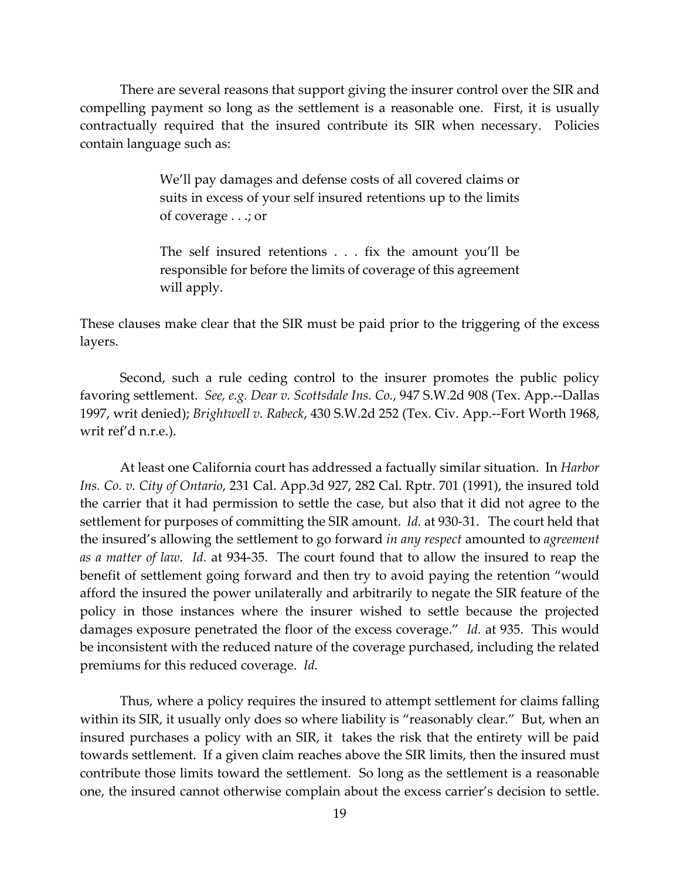There are several reasons that support giving the insurer control over the SIR and compelling payment so long as the settlement is a reasonable one. First, it is usually contractually required that the insured contribute its SIR when necessary. Policies contain language such as:

> We'll pay damages and defense costs of all covered claims or suits in excess of your self insured retentions up to the limits of coverage . . .; or
>
> The self insured retentions . . . fix the amount you'll be responsible for before the limits of coverage of this agreement will apply.

These clauses make clear that the SIR must be paid prior to the triggering of the excess layers.

Second, such a rule ceding control to the insurer promotes the public policy favoring settlement. *See, e.g. Dear v. Scottsdale Ins. Co.*, 947 S.W.2d 908 (Tex. App.--Dallas 1997, writ denied); *Brightwell v. Rabeck*, 430 S.W.2d 252 (Tex. Civ. App.--Fort Worth 1968, writ ref'd n.r.e.).

At least one California court has addressed a factually similar situation. In *Harbor Ins. Co. v. City of Ontario*, 231 Cal. App.3d 927, 282 Cal. Rptr. 701 (1991), the insured told the carrier that it had permission to settle the case, but also that it did not agree to the settlement for purposes of committing the SIR amount. *Id.* at 930-31. The court held that the insured's allowing the settlement to go forward *in any respect* amounted to *agreement as a matter of law*. *Id.* at 934-35. The court found that to allow the insured to reap the benefit of settlement going forward and then try to avoid paying the retention "would afford the insured the power unilaterally and arbitrarily to negate the SIR feature of the policy in those instances where the insurer wished to settle because the projected damages exposure penetrated the floor of the excess coverage." *Id.* at 935. This would be inconsistent with the reduced nature of the coverage purchased, including the related premiums for this reduced coverage. *Id.*

Thus, where a policy requires the insured to attempt settlement for claims falling within its SIR, it usually only does so where liability is "reasonably clear." But, when an insured purchases a policy with an SIR, it takes the risk that the entirety will be paid towards settlement. If a given claim reaches above the SIR limits, then the insured must contribute those limits toward the settlement. So long as the settlement is a reasonable one, the insured cannot otherwise complain about the excess carrier's decision to settle.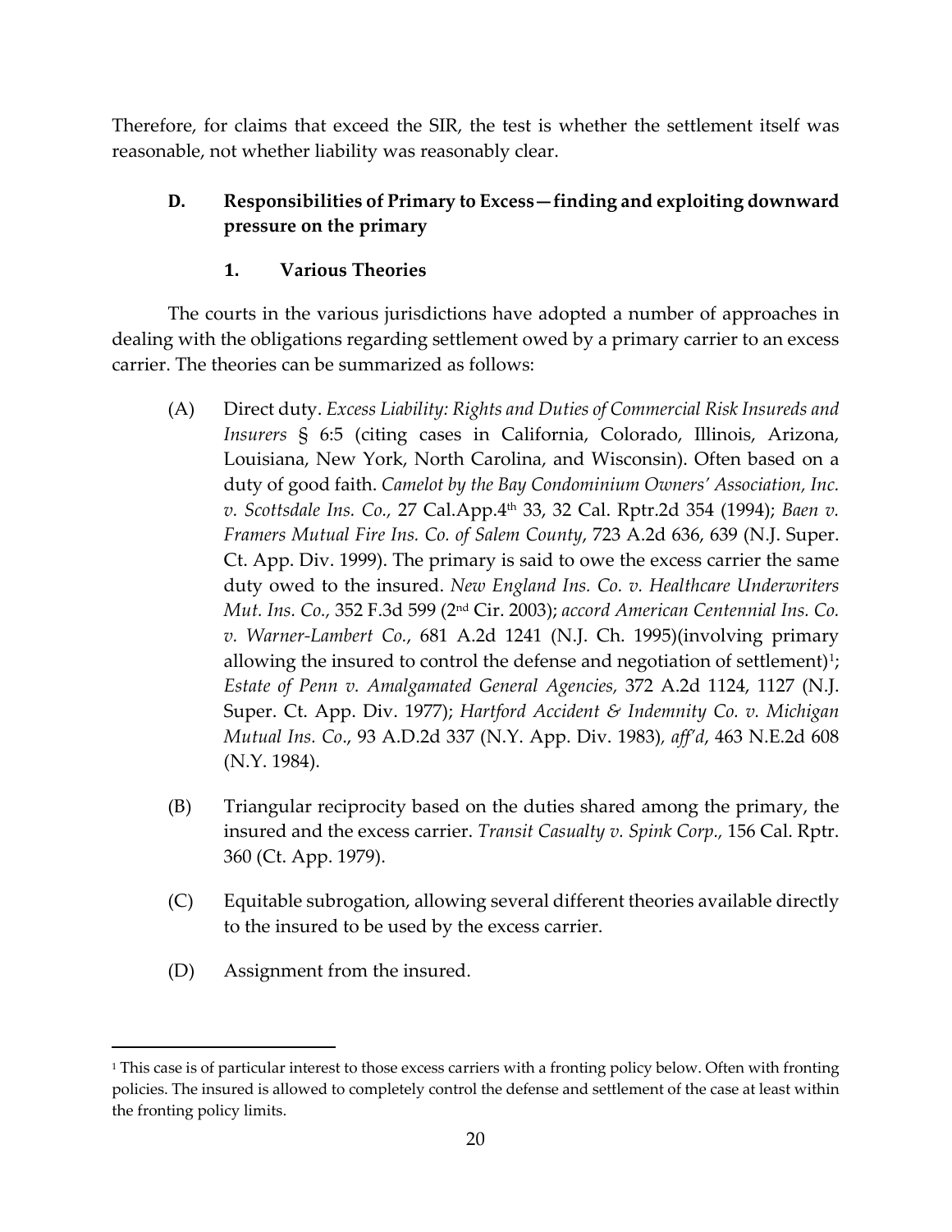Therefore, for claims that exceed the SIR, the test is whether the settlement itself was reasonable, not whether liability was reasonably clear.

### D. Responsibilities of Primary to Excess—finding and exploiting downward pressure on the primary

#### 1. Various Theories

The courts in the various jurisdictions have adopted a number of approaches in dealing with the obligations regarding settlement owed by a primary carrier to an excess carrier. The theories can be summarized as follows:

(A) Direct duty. *Excess Liability: Rights and Duties of Commercial Risk Insureds and Insurers* § 6:5 (citing cases in California, Colorado, Illinois, Arizona, Louisiana, New York, North Carolina, and Wisconsin). Often based on a duty of good faith. *Camelot by the Bay Condominium Owners' Association, Inc. v. Scottsdale Ins. Co.,* 27 Cal.App.4th 33, 32 Cal. Rptr.2d 354 (1994); *Baen v. Framers Mutual Fire Ins. Co. of Salem County*, 723 A.2d 636, 639 (N.J. Super. Ct. App. Div. 1999). The primary is said to owe the excess carrier the same duty owed to the insured. *New England Ins. Co. v. Healthcare Underwriters Mut. Ins. Co.,* 352 F.3d 599 (2nd Cir. 2003); *accord American Centennial Ins. Co. v. Warner-Lambert Co.*, 681 A.2d 1241 (N.J. Ch. 1995)(involving primary allowing the insured to control the defense and negotiation of settlement)[1]; *Estate of Penn v. Amalgamated General Agencies,* 372 A.2d 1124, 1127 (N.J. Super. Ct. App. Div. 1977); *Hartford Accident & Indemnity Co. v. Michigan Mutual Ins. Co*., 93 A.D.2d 337 (N.Y. App. Div. 1983), *aff'd*, 463 N.E.2d 608 (N.Y. 1984).

(B) Triangular reciprocity based on the duties shared among the primary, the insured and the excess carrier. *Transit Casualty v. Spink Corp.,* 156 Cal. Rptr. 360 (Ct. App. 1979).

(C) Equitable subrogation, allowing several different theories available directly to the insured to be used by the excess carrier.

(D) Assignment from the insured.

---

[1] This case is of particular interest to those excess carriers with a fronting policy below. Often with fronting policies. The insured is allowed to completely control the defense and settlement of the case at least within the fronting policy limits.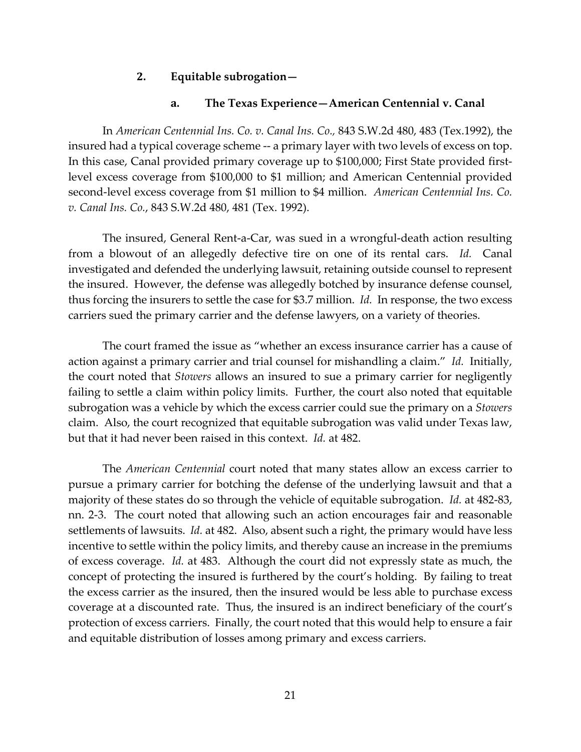### 2. Equitable subrogation—

#### a. The Texas Experience—American Centennial v. Canal

In *American Centennial Ins. Co. v. Canal Ins. Co.,* 843 S.W.2d 480, 483 (Tex.1992), the insured had a typical coverage scheme -- a primary layer with two levels of excess on top. In this case, Canal provided primary coverage up to $100,000; First State provided first-level excess coverage from $100,000 to $1 million; and American Centennial provided second-level excess coverage from $1 million to $4 million. *American Centennial Ins. Co. v. Canal Ins. Co.*, 843 S.W.2d 480, 481 (Tex. 1992).

The insured, General Rent-a-Car, was sued in a wrongful-death action resulting from a blowout of an allegedly defective tire on one of its rental cars. *Id.* Canal investigated and defended the underlying lawsuit, retaining outside counsel to represent the insured. However, the defense was allegedly botched by insurance defense counsel, thus forcing the insurers to settle the case for $3.7 million. *Id.* In response, the two excess carriers sued the primary carrier and the defense lawyers, on a variety of theories.

The court framed the issue as "whether an excess insurance carrier has a cause of action against a primary carrier and trial counsel for mishandling a claim." *Id.* Initially, the court noted that *Stowers* allows an insured to sue a primary carrier for negligently failing to settle a claim within policy limits. Further, the court also noted that equitable subrogation was a vehicle by which the excess carrier could sue the primary on a *Stowers* claim. Also, the court recognized that equitable subrogation was valid under Texas law, but that it had never been raised in this context. *Id.* at 482.

The *American Centennial* court noted that many states allow an excess carrier to pursue a primary carrier for botching the defense of the underlying lawsuit and that a majority of these states do so through the vehicle of equitable subrogation. *Id.* at 482-83, nn. 2-3. The court noted that allowing such an action encourages fair and reasonable settlements of lawsuits. *Id.* at 482. Also, absent such a right, the primary would have less incentive to settle within the policy limits, and thereby cause an increase in the premiums of excess coverage. *Id.* at 483. Although the court did not expressly state as much, the concept of protecting the insured is furthered by the court's holding. By failing to treat the excess carrier as the insured, then the insured would be less able to purchase excess coverage at a discounted rate. Thus, the insured is an indirect beneficiary of the court's protection of excess carriers. Finally, the court noted that this would help to ensure a fair and equitable distribution of losses among primary and excess carriers.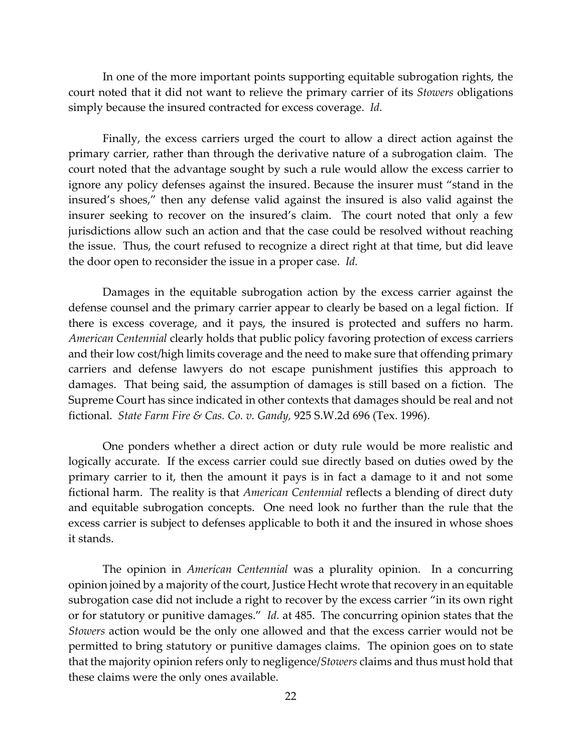In one of the more important points supporting equitable subrogation rights, the court noted that it did not want to relieve the primary carrier of its *Stowers* obligations simply because the insured contracted for excess coverage. *Id.*

Finally, the excess carriers urged the court to allow a direct action against the primary carrier, rather than through the derivative nature of a subrogation claim. The court noted that the advantage sought by such a rule would allow the excess carrier to ignore any policy defenses against the insured. Because the insurer must "stand in the insured's shoes," then any defense valid against the insured is also valid against the insurer seeking to recover on the insured's claim. The court noted that only a few jurisdictions allow such an action and that the case could be resolved without reaching the issue. Thus, the court refused to recognize a direct right at that time, but did leave the door open to reconsider the issue in a proper case. *Id.*

Damages in the equitable subrogation action by the excess carrier against the defense counsel and the primary carrier appear to clearly be based on a legal fiction. If there is excess coverage, and it pays, the insured is protected and suffers no harm. *American Centennial* clearly holds that public policy favoring protection of excess carriers and their low cost/high limits coverage and the need to make sure that offending primary carriers and defense lawyers do not escape punishment justifies this approach to damages. That being said, the assumption of damages is still based on a fiction. The Supreme Court has since indicated in other contexts that damages should be real and not fictional. *State Farm Fire & Cas. Co. v. Gandy,* 925 S.W.2d 696 (Tex. 1996).

One ponders whether a direct action or duty rule would be more realistic and logically accurate. If the excess carrier could sue directly based on duties owed by the primary carrier to it, then the amount it pays is in fact a damage to it and not some fictional harm. The reality is that *American Centennial* reflects a blending of direct duty and equitable subrogation concepts. One need look no further than the rule that the excess carrier is subject to defenses applicable to both it and the insured in whose shoes it stands.

The opinion in *American Centennial* was a plurality opinion. In a concurring opinion joined by a majority of the court, Justice Hecht wrote that recovery in an equitable subrogation case did not include a right to recover by the excess carrier "in its own right or for statutory or punitive damages." *Id.* at 485. The concurring opinion states that the *Stowers* action would be the only one allowed and that the excess carrier would not be permitted to bring statutory or punitive damages claims. The opinion goes on to state that the majority opinion refers only to negligence/*Stowers* claims and thus must hold that these claims were the only ones available.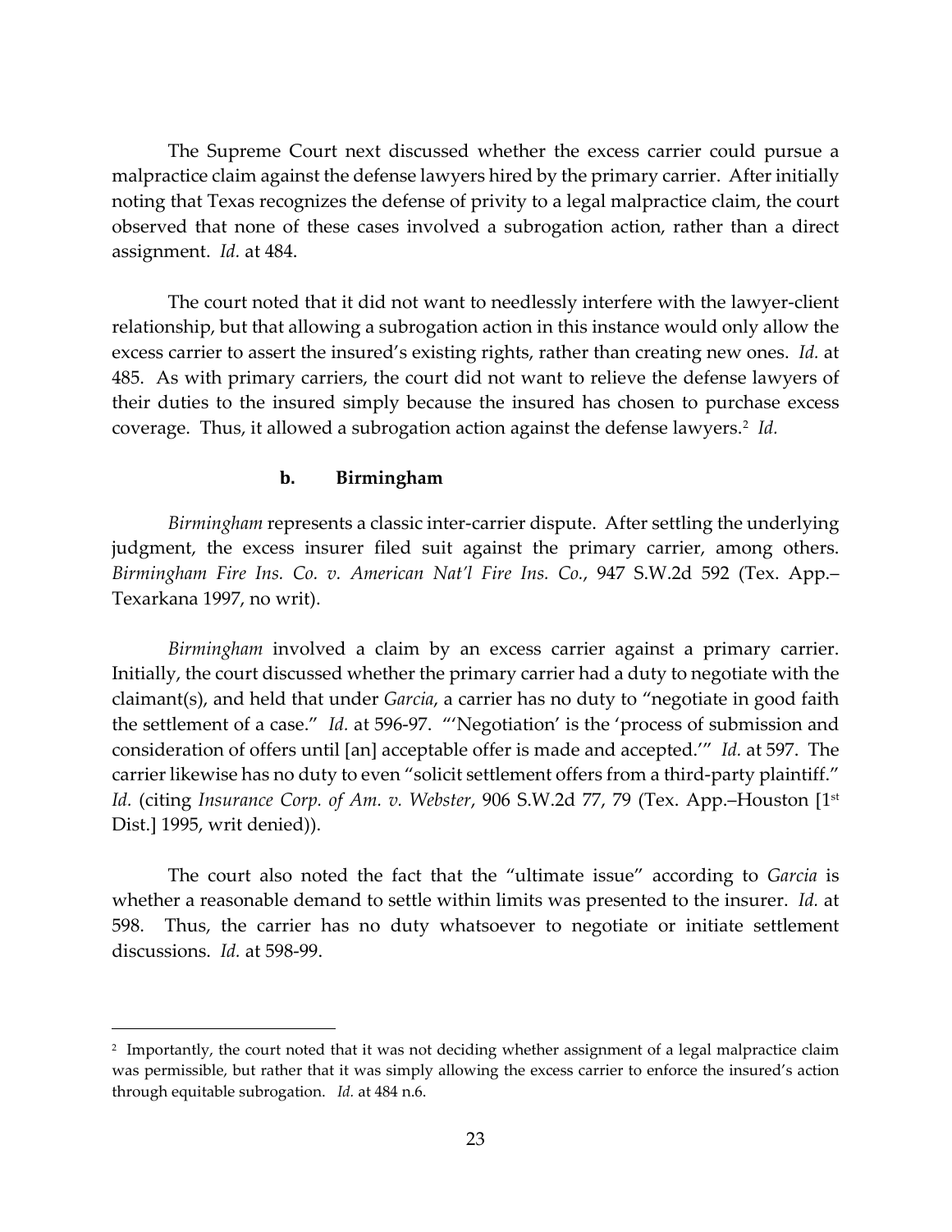The Supreme Court next discussed whether the excess carrier could pursue a malpractice claim against the defense lawyers hired by the primary carrier. After initially noting that Texas recognizes the defense of privity to a legal malpractice claim, the court observed that none of these cases involved a subrogation action, rather than a direct assignment. *Id.* at 484.

The court noted that it did not want to needlessly interfere with the lawyer-client relationship, but that allowing a subrogation action in this instance would only allow the excess carrier to assert the insured's existing rights, rather than creating new ones. *Id.* at 485. As with primary carriers, the court did not want to relieve the defense lawyers of their duties to the insured simply because the insured has chosen to purchase excess coverage. Thus, it allowed a subrogation action against the defense lawyers.[2] *Id.*

### b. Birmingham

*Birmingham* represents a classic inter-carrier dispute. After settling the underlying judgment, the excess insurer filed suit against the primary carrier, among others. *Birmingham Fire Ins. Co. v. American Nat'l Fire Ins. Co.*, 947 S.W.2d 592 (Tex. App.–Texarkana 1997, no writ).

*Birmingham* involved a claim by an excess carrier against a primary carrier. Initially, the court discussed whether the primary carrier had a duty to negotiate with the claimant(s), and held that under *Garcia*, a carrier has no duty to "negotiate in good faith the settlement of a case." *Id.* at 596-97. "'Negotiation' is the 'process of submission and consideration of offers until [an] acceptable offer is made and accepted.'" *Id.* at 597. The carrier likewise has no duty to even "solicit settlement offers from a third-party plaintiff." *Id.* (citing *Insurance Corp. of Am. v. Webster*, 906 S.W.2d 77, 79 (Tex. App.–Houston [1st Dist.] 1995, writ denied)).

The court also noted the fact that the "ultimate issue" according to *Garcia* is whether a reasonable demand to settle within limits was presented to the insurer. *Id.* at 598. Thus, the carrier has no duty whatsoever to negotiate or initiate settlement discussions. *Id.* at 598-99.

---

[2] Importantly, the court noted that it was not deciding whether assignment of a legal malpractice claim was permissible, but rather that it was simply allowing the excess carrier to enforce the insured's action through equitable subrogation. *Id.* at 484 n.6.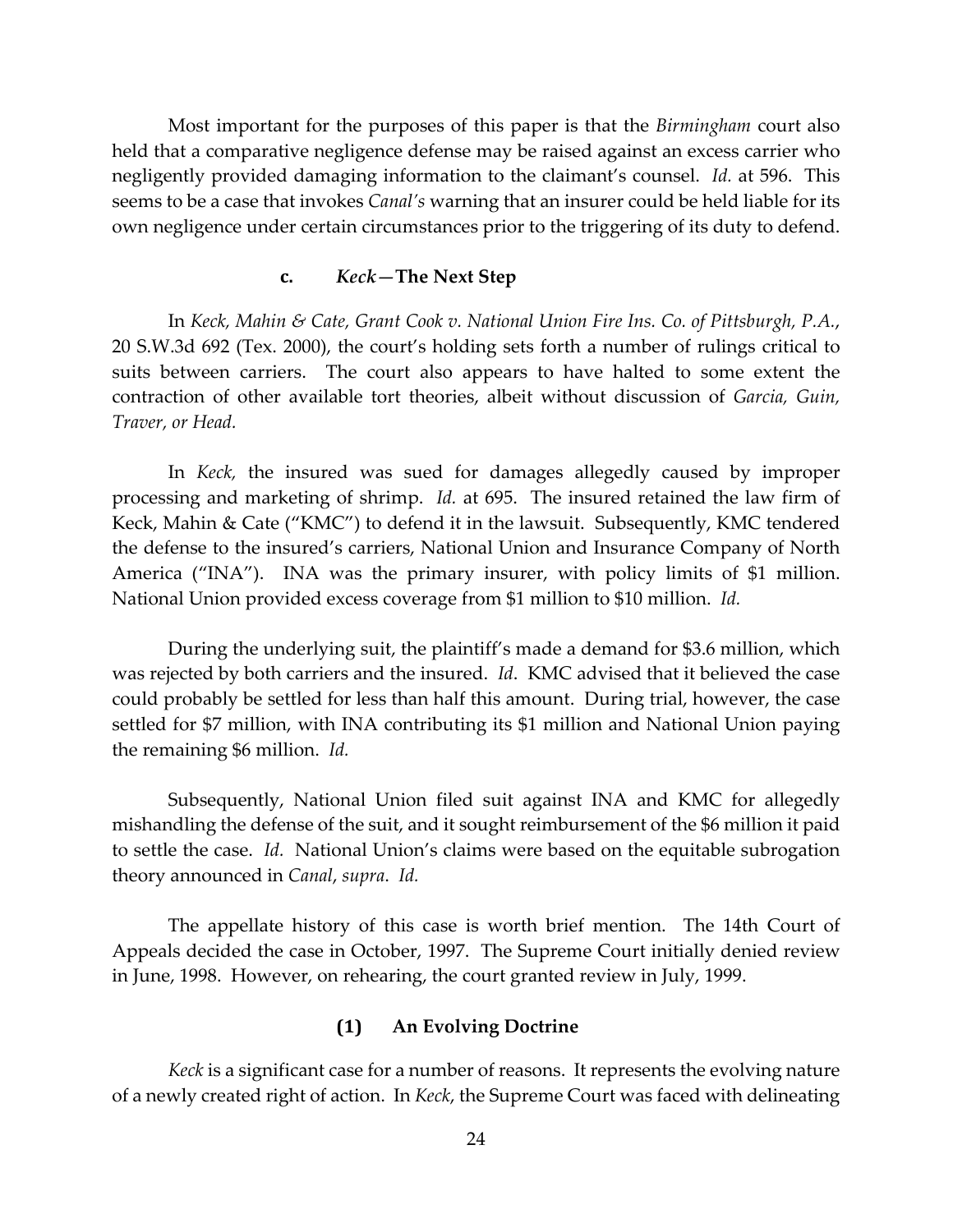Most important for the purposes of this paper is that the *Birmingham* court also held that a comparative negligence defense may be raised against an excess carrier who negligently provided damaging information to the claimant's counsel. *Id.* at 596. This seems to be a case that invokes *Canal's* warning that an insurer could be held liable for its own negligence under certain circumstances prior to the triggering of its duty to defend.

### c. *Keck*—The Next Step

In *Keck, Mahin & Cate, Grant Cook v. National Union Fire Ins. Co. of Pittsburgh, P.A.*, 20 S.W.3d 692 (Tex. 2000), the court's holding sets forth a number of rulings critical to suits between carriers. The court also appears to have halted to some extent the contraction of other available tort theories, albeit without discussion of *Garcia, Guin, Traver, or Head.*

In *Keck,* the insured was sued for damages allegedly caused by improper processing and marketing of shrimp. *Id.* at 695. The insured retained the law firm of Keck, Mahin & Cate ("KMC") to defend it in the lawsuit. Subsequently, KMC tendered the defense to the insured's carriers, National Union and Insurance Company of North America ("INA"). INA was the primary insurer, with policy limits of $1 million. National Union provided excess coverage from $1 million to $10 million. *Id.*

During the underlying suit, the plaintiff's made a demand for $3.6 million, which was rejected by both carriers and the insured. *Id*. KMC advised that it believed the case could probably be settled for less than half this amount. During trial, however, the case settled for $7 million, with INA contributing its $1 million and National Union paying the remaining $6 million. *Id.*

Subsequently, National Union filed suit against INA and KMC for allegedly mishandling the defense of the suit, and it sought reimbursement of the $6 million it paid to settle the case. *Id.* National Union's claims were based on the equitable subrogation theory announced in *Canal*, *supra*. *Id.*

The appellate history of this case is worth brief mention. The 14th Court of Appeals decided the case in October, 1997. The Supreme Court initially denied review in June, 1998. However, on rehearing, the court granted review in July, 1999.

#### (1) An Evolving Doctrine

*Keck* is a significant case for a number of reasons. It represents the evolving nature of a newly created right of action. In *Keck*, the Supreme Court was faced with delineating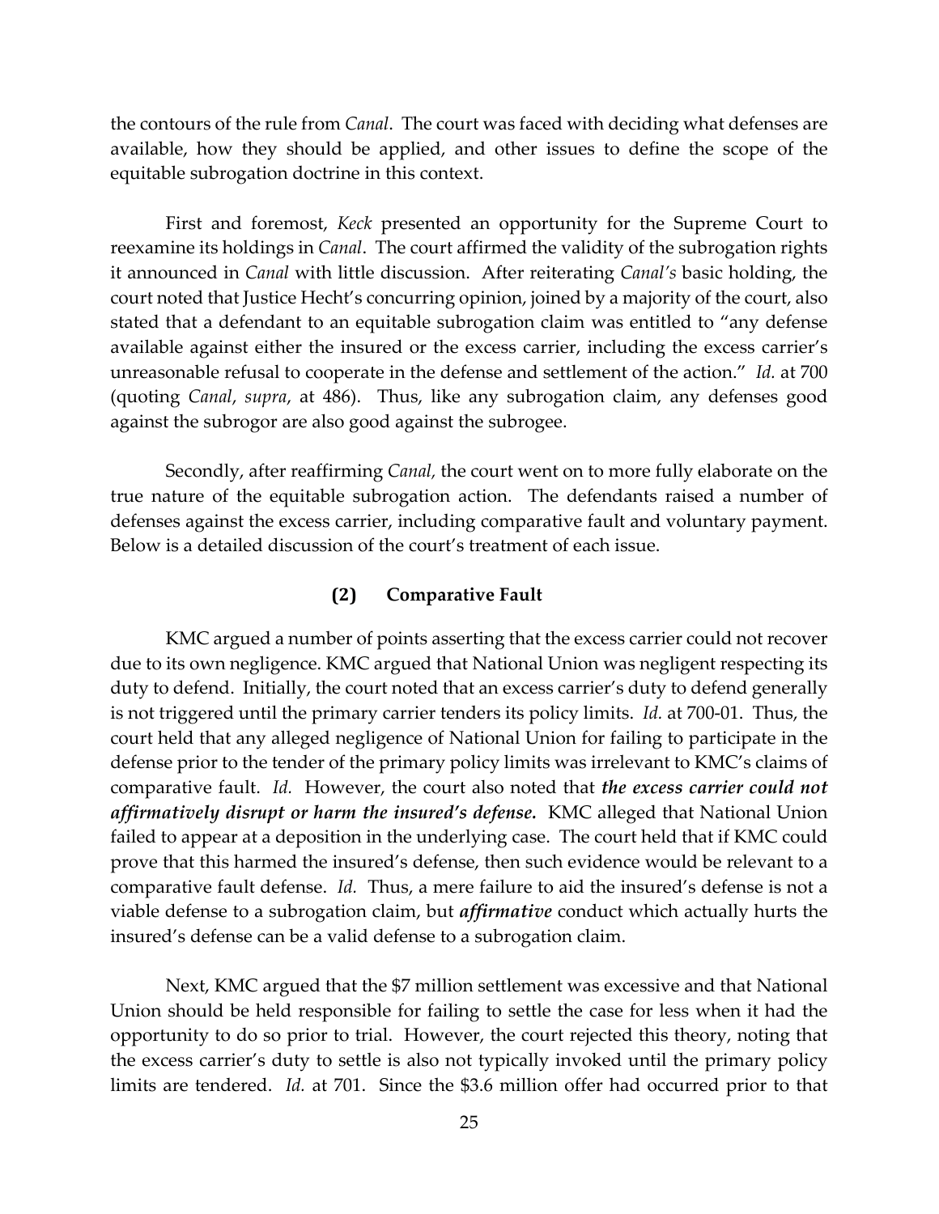the contours of the rule from *Canal*. The court was faced with deciding what defenses are available, how they should be applied, and other issues to define the scope of the equitable subrogation doctrine in this context.

First and foremost, *Keck* presented an opportunity for the Supreme Court to reexamine its holdings in *Canal*. The court affirmed the validity of the subrogation rights it announced in *Canal* with little discussion. After reiterating *Canal's* basic holding, the court noted that Justice Hecht's concurring opinion, joined by a majority of the court, also stated that a defendant to an equitable subrogation claim was entitled to "any defense available against either the insured or the excess carrier, including the excess carrier's unreasonable refusal to cooperate in the defense and settlement of the action." *Id.* at 700 (quoting *Canal*, *supra*, at 486). Thus, like any subrogation claim, any defenses good against the subrogor are also good against the subrogee.

Secondly, after reaffirming *Canal,* the court went on to more fully elaborate on the true nature of the equitable subrogation action. The defendants raised a number of defenses against the excess carrier, including comparative fault and voluntary payment. Below is a detailed discussion of the court's treatment of each issue.

### (2) Comparative Fault

KMC argued a number of points asserting that the excess carrier could not recover due to its own negligence. KMC argued that National Union was negligent respecting its duty to defend. Initially, the court noted that an excess carrier's duty to defend generally is not triggered until the primary carrier tenders its policy limits. *Id.* at 700-01. Thus, the court held that any alleged negligence of National Union for failing to participate in the defense prior to the tender of the primary policy limits was irrelevant to KMC's claims of comparative fault. *Id.* However, the court also noted that ***the excess carrier could not affirmatively disrupt or harm the insured's defense.*** KMC alleged that National Union failed to appear at a deposition in the underlying case. The court held that if KMC could prove that this harmed the insured's defense, then such evidence would be relevant to a comparative fault defense. *Id.* Thus, a mere failure to aid the insured's defense is not a viable defense to a subrogation claim, but ***affirmative*** conduct which actually hurts the insured's defense can be a valid defense to a subrogation claim.

Next, KMC argued that the $7 million settlement was excessive and that National Union should be held responsible for failing to settle the case for less when it had the opportunity to do so prior to trial. However, the court rejected this theory, noting that the excess carrier's duty to settle is also not typically invoked until the primary policy limits are tendered. *Id.* at 701. Since the $3.6 million offer had occurred prior to that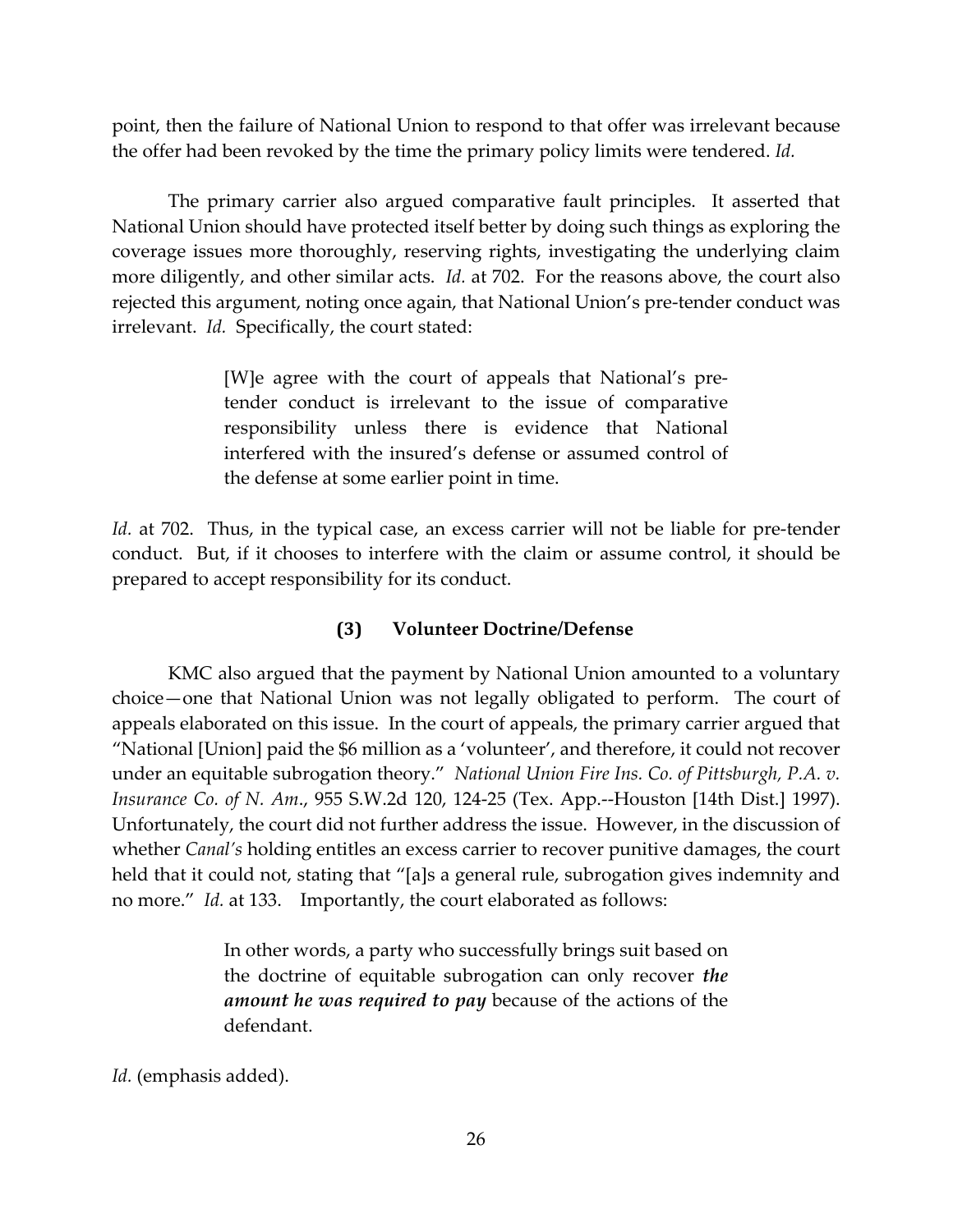point, then the failure of National Union to respond to that offer was irrelevant because the offer had been revoked by the time the primary policy limits were tendered. *Id.*

The primary carrier also argued comparative fault principles. It asserted that National Union should have protected itself better by doing such things as exploring the coverage issues more thoroughly, reserving rights, investigating the underlying claim more diligently, and other similar acts. *Id.* at 702. For the reasons above, the court also rejected this argument, noting once again, that National Union's pre-tender conduct was irrelevant. *Id.* Specifically, the court stated:

> [W]e agree with the court of appeals that National's pre-tender conduct is irrelevant to the issue of comparative responsibility unless there is evidence that National interfered with the insured's defense or assumed control of the defense at some earlier point in time.

*Id.* at 702. Thus, in the typical case, an excess carrier will not be liable for pre-tender conduct. But, if it chooses to interfere with the claim or assume control, it should be prepared to accept responsibility for its conduct.

### (3) Volunteer Doctrine/Defense

KMC also argued that the payment by National Union amounted to a voluntary choice—one that National Union was not legally obligated to perform. The court of appeals elaborated on this issue. In the court of appeals, the primary carrier argued that "National [Union] paid the $6 million as a 'volunteer', and therefore, it could not recover under an equitable subrogation theory." *National Union Fire Ins. Co. of Pittsburgh, P.A. v. Insurance Co. of N. Am*., 955 S.W.2d 120, 124-25 (Tex. App.--Houston [14th Dist.] 1997). Unfortunately, the court did not further address the issue. However, in the discussion of whether *Canal's* holding entitles an excess carrier to recover punitive damages, the court held that it could not, stating that "[a]s a general rule, subrogation gives indemnity and no more." *Id.* at 133. Importantly, the court elaborated as follows:

> In other words, a party who successfully brings suit based on the doctrine of equitable subrogation can only recover ***the amount he was required to pay*** because of the actions of the defendant.

*Id.* (emphasis added).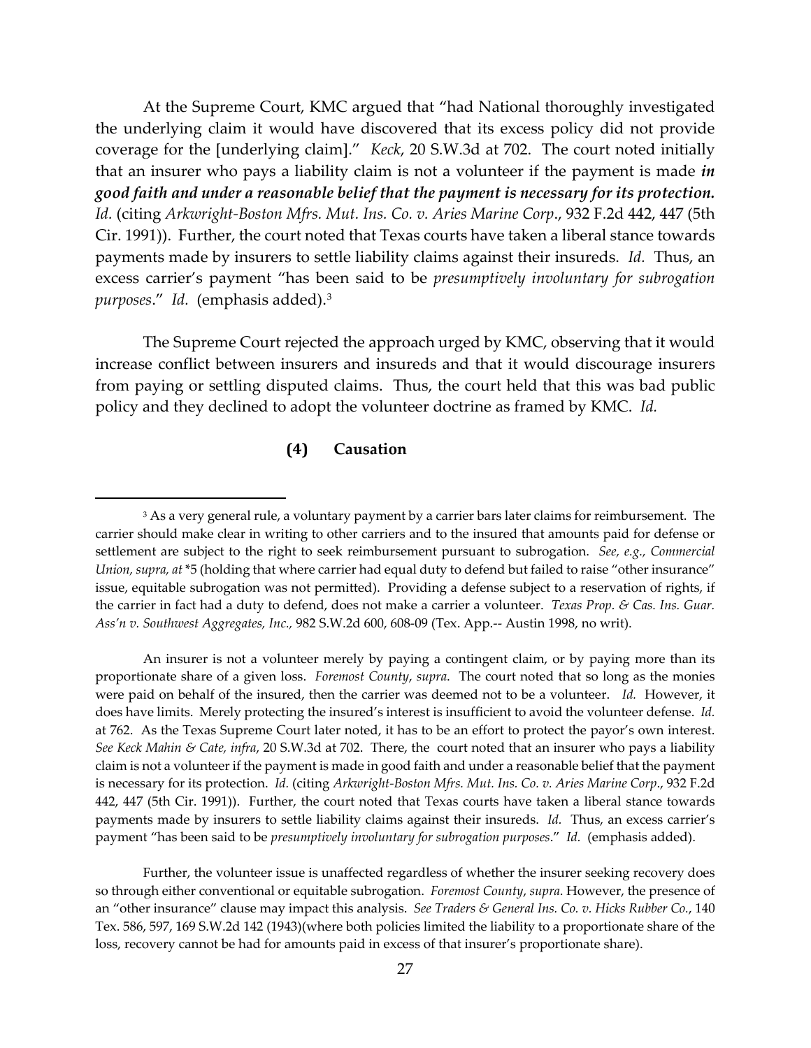At the Supreme Court, KMC argued that "had National thoroughly investigated the underlying claim it would have discovered that its excess policy did not provide coverage for the [underlying claim]." *Keck*, 20 S.W.3d at 702. The court noted initially that an insurer who pays a liability claim is not a volunteer if the payment is made ***in good faith and under a reasonable belief that the payment is necessary for its protection.*** *Id.* (citing *Arkwright-Boston Mfrs. Mut. Ins. Co. v. Aries Marine Corp*., 932 F.2d 442, 447 (5th Cir. 1991)). Further, the court noted that Texas courts have taken a liberal stance towards payments made by insurers to settle liability claims against their insureds. *Id.* Thus, an excess carrier's payment "has been said to be *presumptively involuntary for subrogation purposes*." *Id.* (emphasis added).[3]

The Supreme Court rejected the approach urged by KMC, observing that it would increase conflict between insurers and insureds and that it would discourage insurers from paying or settling disputed claims. Thus, the court held that this was bad public policy and they declined to adopt the volunteer doctrine as framed by KMC. *Id.*

**(4) Causation**

---

[3] As a very general rule, a voluntary payment by a carrier bars later claims for reimbursement. The carrier should make clear in writing to other carriers and to the insured that amounts paid for defense or settlement are subject to the right to seek reimbursement pursuant to subrogation. *See, e.g., Commercial Union, supra, at* *5 (holding that where carrier had equal duty to defend but failed to raise "other insurance" issue, equitable subrogation was not permitted). Providing a defense subject to a reservation of rights, if the carrier in fact had a duty to defend, does not make a carrier a volunteer. *Texas Prop. & Cas. Ins. Guar. Ass'n v. Southwest Aggregates, Inc.,* 982 S.W.2d 600, 608-09 (Tex. App.-- Austin 1998, no writ).

An insurer is not a volunteer merely by paying a contingent claim, or by paying more than its proportionate share of a given loss. *Foremost County*, *supra*. The court noted that so long as the monies were paid on behalf of the insured, then the carrier was deemed not to be a volunteer. *Id.* However, it does have limits. Merely protecting the insured's interest is insufficient to avoid the volunteer defense. *Id.* at 762. As the Texas Supreme Court later noted, it has to be an effort to protect the payor's own interest. *See Keck Mahin & Cate, infra*, 20 S.W.3d at 702. There, the court noted that an insurer who pays a liability claim is not a volunteer if the payment is made in good faith and under a reasonable belief that the payment is necessary for its protection. *Id.* (citing *Arkwright-Boston Mfrs. Mut. Ins. Co. v. Aries Marine Corp*., 932 F.2d 442, 447 (5th Cir. 1991)). Further, the court noted that Texas courts have taken a liberal stance towards payments made by insurers to settle liability claims against their insureds. *Id.* Thus, an excess carrier's payment "has been said to be *presumptively involuntary for subrogation purposes*." *Id.* (emphasis added).

Further, the volunteer issue is unaffected regardless of whether the insurer seeking recovery does so through either conventional or equitable subrogation. *Foremost County*, *supra*. However, the presence of an "other insurance" clause may impact this analysis. *See Traders & General Ins. Co. v. Hicks Rubber Co.*, 140 Tex. 586, 597, 169 S.W.2d 142 (1943)(where both policies limited the liability to a proportionate share of the loss, recovery cannot be had for amounts paid in excess of that insurer's proportionate share).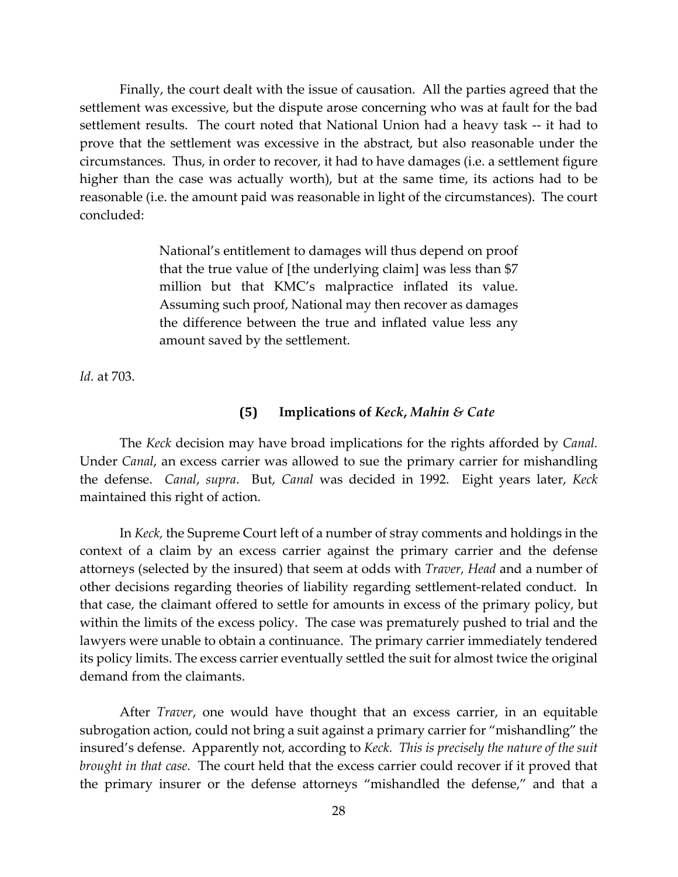Finally, the court dealt with the issue of causation. All the parties agreed that the settlement was excessive, but the dispute arose concerning who was at fault for the bad settlement results. The court noted that National Union had a heavy task -- it had to prove that the settlement was excessive in the abstract, but also reasonable under the circumstances. Thus, in order to recover, it had to have damages (i.e. a settlement figure higher than the case was actually worth), but at the same time, its actions had to be reasonable (i.e. the amount paid was reasonable in light of the circumstances). The court concluded:

> National's entitlement to damages will thus depend on proof that the true value of [the underlying claim] was less than $7 million but that KMC's malpractice inflated its value. Assuming such proof, National may then recover as damages the difference between the true and inflated value less any amount saved by the settlement.

*Id.* at 703.

#### (5) Implications of *Keck, Mahin & Cate*

The *Keck* decision may have broad implications for the rights afforded by *Canal.* Under *Canal*, an excess carrier was allowed to sue the primary carrier for mishandling the defense. *Canal*, *supra*. But, *Canal* was decided in 1992. Eight years later, *Keck* maintained this right of action.

In *Keck,* the Supreme Court left of a number of stray comments and holdings in the context of a claim by an excess carrier against the primary carrier and the defense attorneys (selected by the insured) that seem at odds with *Traver, Head* and a number of other decisions regarding theories of liability regarding settlement-related conduct. In that case, the claimant offered to settle for amounts in excess of the primary policy, but within the limits of the excess policy. The case was prematurely pushed to trial and the lawyers were unable to obtain a continuance. The primary carrier immediately tendered its policy limits. The excess carrier eventually settled the suit for almost twice the original demand from the claimants.

After *Traver*, one would have thought that an excess carrier, in an equitable subrogation action, could not bring a suit against a primary carrier for "mishandling" the insured's defense. Apparently not, according to *Keck. This is precisely the nature of the suit brought in that case.* The court held that the excess carrier could recover if it proved that the primary insurer or the defense attorneys "mishandled the defense," and that a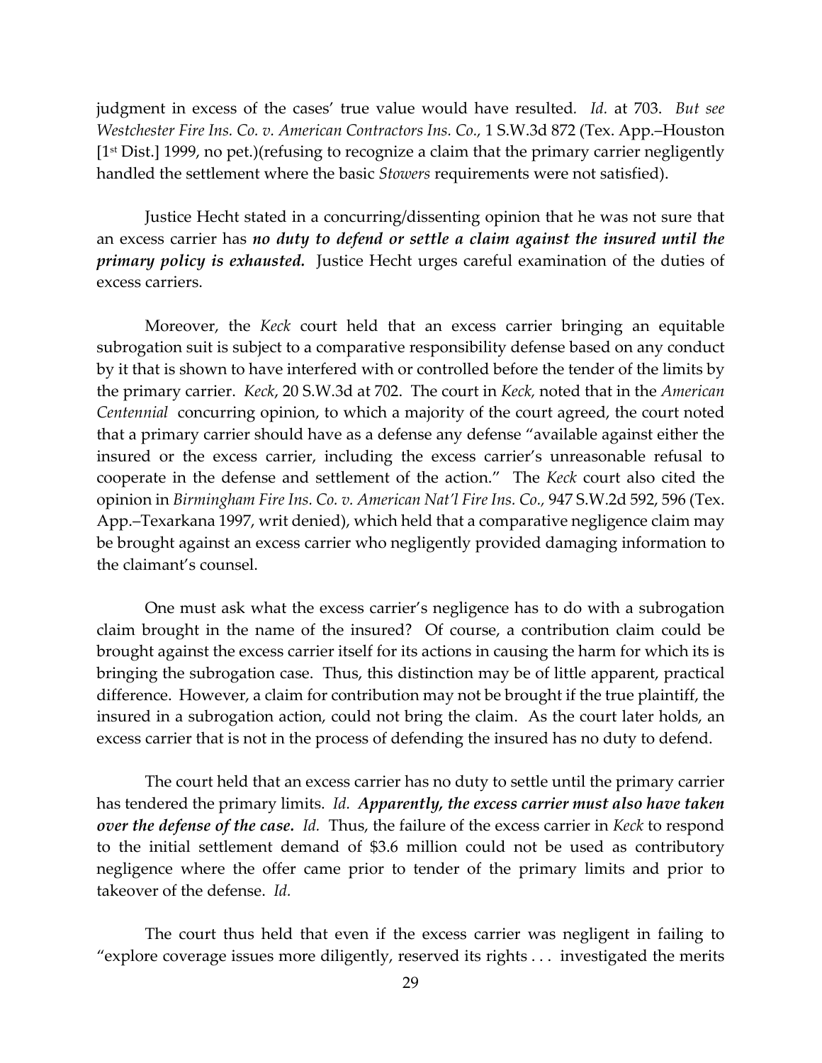judgment in excess of the cases' true value would have resulted. *Id.* at 703. *But see Westchester Fire Ins. Co. v. American Contractors Ins. Co.,* 1 S.W.3d 872 (Tex. App.–Houston [1st Dist.] 1999, no pet.)(refusing to recognize a claim that the primary carrier negligently handled the settlement where the basic *Stowers* requirements were not satisfied).

Justice Hecht stated in a concurring/dissenting opinion that he was not sure that an excess carrier has ***no duty to defend or settle a claim against the insured until the primary policy is exhausted.*** Justice Hecht urges careful examination of the duties of excess carriers.

Moreover, the *Keck* court held that an excess carrier bringing an equitable subrogation suit is subject to a comparative responsibility defense based on any conduct by it that is shown to have interfered with or controlled before the tender of the limits by the primary carrier. *Keck*, 20 S.W.3d at 702. The court in *Keck,* noted that in the *American Centennial* concurring opinion, to which a majority of the court agreed, the court noted that a primary carrier should have as a defense any defense "available against either the insured or the excess carrier, including the excess carrier's unreasonable refusal to cooperate in the defense and settlement of the action." The *Keck* court also cited the opinion in *Birmingham Fire Ins. Co. v. American Nat'l Fire Ins. Co.,* 947 S.W.2d 592, 596 (Tex. App.–Texarkana 1997, writ denied), which held that a comparative negligence claim may be brought against an excess carrier who negligently provided damaging information to the claimant's counsel.

One must ask what the excess carrier's negligence has to do with a subrogation claim brought in the name of the insured? Of course, a contribution claim could be brought against the excess carrier itself for its actions in causing the harm for which its is bringing the subrogation case. Thus, this distinction may be of little apparent, practical difference. However, a claim for contribution may not be brought if the true plaintiff, the insured in a subrogation action, could not bring the claim. As the court later holds, an excess carrier that is not in the process of defending the insured has no duty to defend.

The court held that an excess carrier has no duty to settle until the primary carrier has tendered the primary limits. *Id.* ***Apparently, the excess carrier must also have taken over the defense of the case.*** *Id.* Thus, the failure of the excess carrier in *Keck* to respond to the initial settlement demand of $3.6 million could not be used as contributory negligence where the offer came prior to tender of the primary limits and prior to takeover of the defense. *Id.*

The court thus held that even if the excess carrier was negligent in failing to "explore coverage issues more diligently, reserved its rights . . . investigated the merits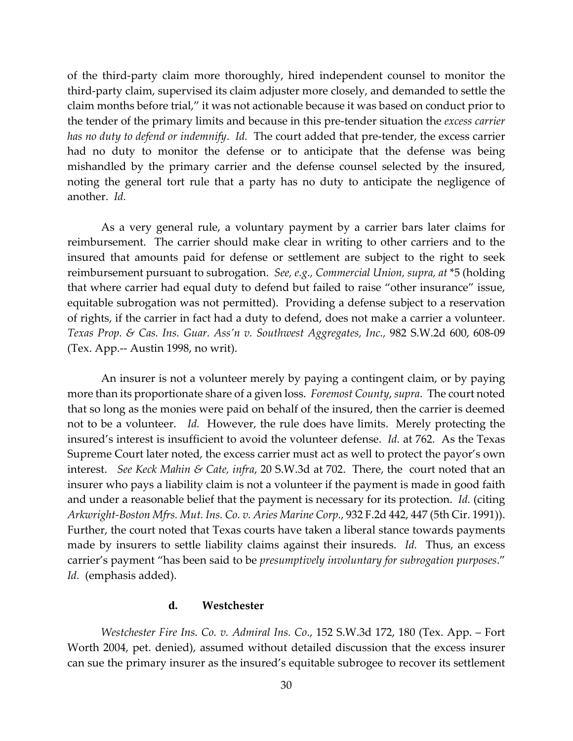of the third-party claim more thoroughly, hired independent counsel to monitor the third-party claim, supervised its claim adjuster more closely, and demanded to settle the claim months before trial," it was not actionable because it was based on conduct prior to the tender of the primary limits and because in this pre-tender situation the *excess carrier has no duty to defend or indemnify*. *Id.* The court added that pre-tender, the excess carrier had no duty to monitor the defense or to anticipate that the defense was being mishandled by the primary carrier and the defense counsel selected by the insured, noting the general tort rule that a party has no duty to anticipate the negligence of another. *Id.*

As a very general rule, a voluntary payment by a carrier bars later claims for reimbursement. The carrier should make clear in writing to other carriers and to the insured that amounts paid for defense or settlement are subject to the right to seek reimbursement pursuant to subrogation. *See, e.g., Commercial Union, supra, at* *5 (holding that where carrier had equal duty to defend but failed to raise "other insurance" issue, equitable subrogation was not permitted). Providing a defense subject to a reservation of rights, if the carrier in fact had a duty to defend, does not make a carrier a volunteer. *Texas Prop. & Cas. Ins. Guar. Ass'n v. Southwest Aggregates, Inc.,* 982 S.W.2d 600, 608-09 (Tex. App.-- Austin 1998, no writ).

An insurer is not a volunteer merely by paying a contingent claim, or by paying more than its proportionate share of a given loss. *Foremost County*, *supra*. The court noted that so long as the monies were paid on behalf of the insured, then the carrier is deemed not to be a volunteer. *Id.* However, the rule does have limits. Merely protecting the insured's interest is insufficient to avoid the volunteer defense. *Id.* at 762. As the Texas Supreme Court later noted, the excess carrier must act as well to protect the payor's own interest. *See Keck Mahin & Cate, infra*, 20 S.W.3d at 702. There, the court noted that an insurer who pays a liability claim is not a volunteer if the payment is made in good faith and under a reasonable belief that the payment is necessary for its protection. *Id.* (citing *Arkwright-Boston Mfrs. Mut. Ins. Co. v. Aries Marine Corp*., 932 F.2d 442, 447 (5th Cir. 1991)). Further, the court noted that Texas courts have taken a liberal stance towards payments made by insurers to settle liability claims against their insureds. *Id.* Thus, an excess carrier's payment "has been said to be *presumptively involuntary for subrogation purposes*." *Id.* (emphasis added).

#### d. Westchester

*Westchester Fire Ins. Co. v. Admiral Ins. Co*., 152 S.W.3d 172, 180 (Tex. App. – Fort Worth 2004, pet. denied), assumed without detailed discussion that the excess insurer can sue the primary insurer as the insured's equitable subrogee to recover its settlement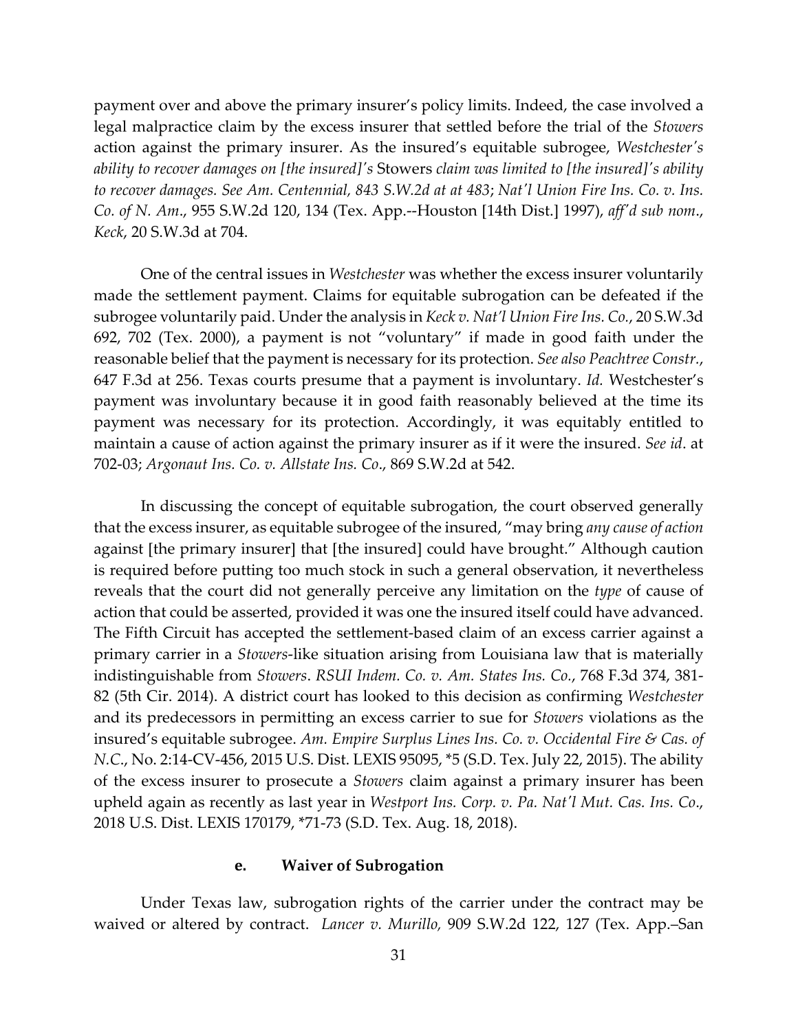payment over and above the primary insurer's policy limits. Indeed, the case involved a legal malpractice claim by the excess insurer that settled before the trial of the *Stowers* action against the primary insurer. As the insured's equitable subrogee, *Westchester's ability to recover damages on [the insured]'s* Stowers *claim was limited to [the insured]'s ability to recover damages. See Am. Centennial, 843 S.W.2d at at 483*; *Nat'l Union Fire Ins. Co. v. Ins. Co. of N. Am*., 955 S.W.2d 120, 134 (Tex. App.--Houston [14th Dist.] 1997), *aff'd sub nom*., *Keck*, 20 S.W.3d at 704.

One of the central issues in *Westchester* was whether the excess insurer voluntarily made the settlement payment. Claims for equitable subrogation can be defeated if the subrogee voluntarily paid. Under the analysis in *Keck v. Nat'l Union Fire Ins. Co.*, 20 S.W.3d 692, 702 (Tex. 2000), a payment is not "voluntary" if made in good faith under the reasonable belief that the payment is necessary for its protection. *See also Peachtree Constr.*, 647 F.3d at 256. Texas courts presume that a payment is involuntary. *Id.* Westchester's payment was involuntary because it in good faith reasonably believed at the time its payment was necessary for its protection. Accordingly, it was equitably entitled to maintain a cause of action against the primary insurer as if it were the insured. *See id*. at 702-03; *Argonaut Ins. Co. v. Allstate Ins. Co*., 869 S.W.2d at 542.

In discussing the concept of equitable subrogation, the court observed generally that the excess insurer, as equitable subrogee of the insured, "may bring *any cause of action* against [the primary insurer] that [the insured] could have brought." Although caution is required before putting too much stock in such a general observation, it nevertheless reveals that the court did not generally perceive any limitation on the *type* of cause of action that could be asserted, provided it was one the insured itself could have advanced. The Fifth Circuit has accepted the settlement-based claim of an excess carrier against a primary carrier in a *Stowers*-like situation arising from Louisiana law that is materially indistinguishable from *Stowers*. *RSUI Indem. Co. v. Am. States Ins. Co.*, 768 F.3d 374, 381-82 (5th Cir. 2014). A district court has looked to this decision as confirming *Westchester* and its predecessors in permitting an excess carrier to sue for *Stowers* violations as the insured's equitable subrogee. *Am. Empire Surplus Lines Ins. Co. v. Occidental Fire & Cas. of N.C.*, No. 2:14-CV-456, 2015 U.S. Dist. LEXIS 95095, *5 (S.D. Tex. July 22, 2015). The ability of the excess insurer to prosecute a *Stowers* claim against a primary insurer has been upheld again as recently as last year in *Westport Ins. Corp. v. Pa. Nat'l Mut. Cas. Ins. Co*., 2018 U.S. Dist. LEXIS 170179, *71-73 (S.D. Tex. Aug. 18, 2018).

#### e. Waiver of Subrogation

Under Texas law, subrogation rights of the carrier under the contract may be waived or altered by contract. *Lancer v. Murillo,* 909 S.W.2d 122, 127 (Tex. App.–San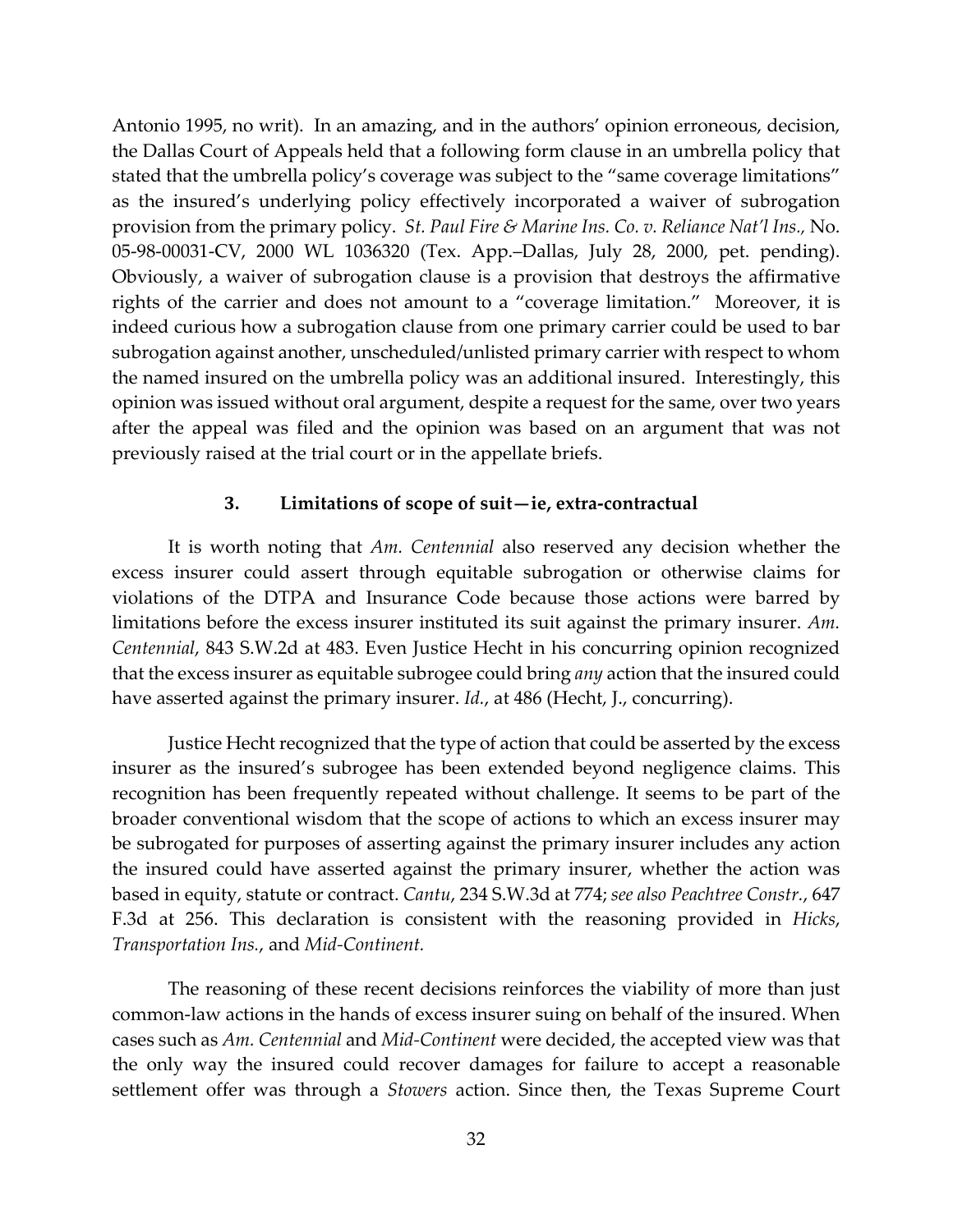Antonio 1995, no writ). In an amazing, and in the authors' opinion erroneous, decision, the Dallas Court of Appeals held that a following form clause in an umbrella policy that stated that the umbrella policy's coverage was subject to the "same coverage limitations" as the insured's underlying policy effectively incorporated a waiver of subrogation provision from the primary policy. *St. Paul Fire & Marine Ins. Co. v. Reliance Nat'l Ins.*, No. 05-98-00031-CV, 2000 WL 1036320 (Tex. App.–Dallas, July 28, 2000, pet. pending). Obviously, a waiver of subrogation clause is a provision that destroys the affirmative rights of the carrier and does not amount to a "coverage limitation." Moreover, it is indeed curious how a subrogation clause from one primary carrier could be used to bar subrogation against another, unscheduled/unlisted primary carrier with respect to whom the named insured on the umbrella policy was an additional insured. Interestingly, this opinion was issued without oral argument, despite a request for the same, over two years after the appeal was filed and the opinion was based on an argument that was not previously raised at the trial court or in the appellate briefs.

### 3. Limitations of scope of suit—ie, extra-contractual

It is worth noting that *Am. Centennial* also reserved any decision whether the excess insurer could assert through equitable subrogation or otherwise claims for violations of the DTPA and Insurance Code because those actions were barred by limitations before the excess insurer instituted its suit against the primary insurer. *Am. Centennial*, 843 S.W.2d at 483. Even Justice Hecht in his concurring opinion recognized that the excess insurer as equitable subrogee could bring *any* action that the insured could have asserted against the primary insurer. *Id.*, at 486 (Hecht, J., concurring).

Justice Hecht recognized that the type of action that could be asserted by the excess insurer as the insured's subrogee has been extended beyond negligence claims. This recognition has been frequently repeated without challenge. It seems to be part of the broader conventional wisdom that the scope of actions to which an excess insurer may be subrogated for purposes of asserting against the primary insurer includes any action the insured could have asserted against the primary insurer, whether the action was based in equity, statute or contract. *Cantu*, 234 S.W.3d at 774; *see also Peachtree Constr.*, 647 F.3d at 256. This declaration is consistent with the reasoning provided in *Hicks*, *Transportation Ins.*, and *Mid-Continent.*

The reasoning of these recent decisions reinforces the viability of more than just common-law actions in the hands of excess insurer suing on behalf of the insured. When cases such as *Am. Centennial* and *Mid-Continent* were decided, the accepted view was that the only way the insured could recover damages for failure to accept a reasonable settlement offer was through a *Stowers* action. Since then, the Texas Supreme Court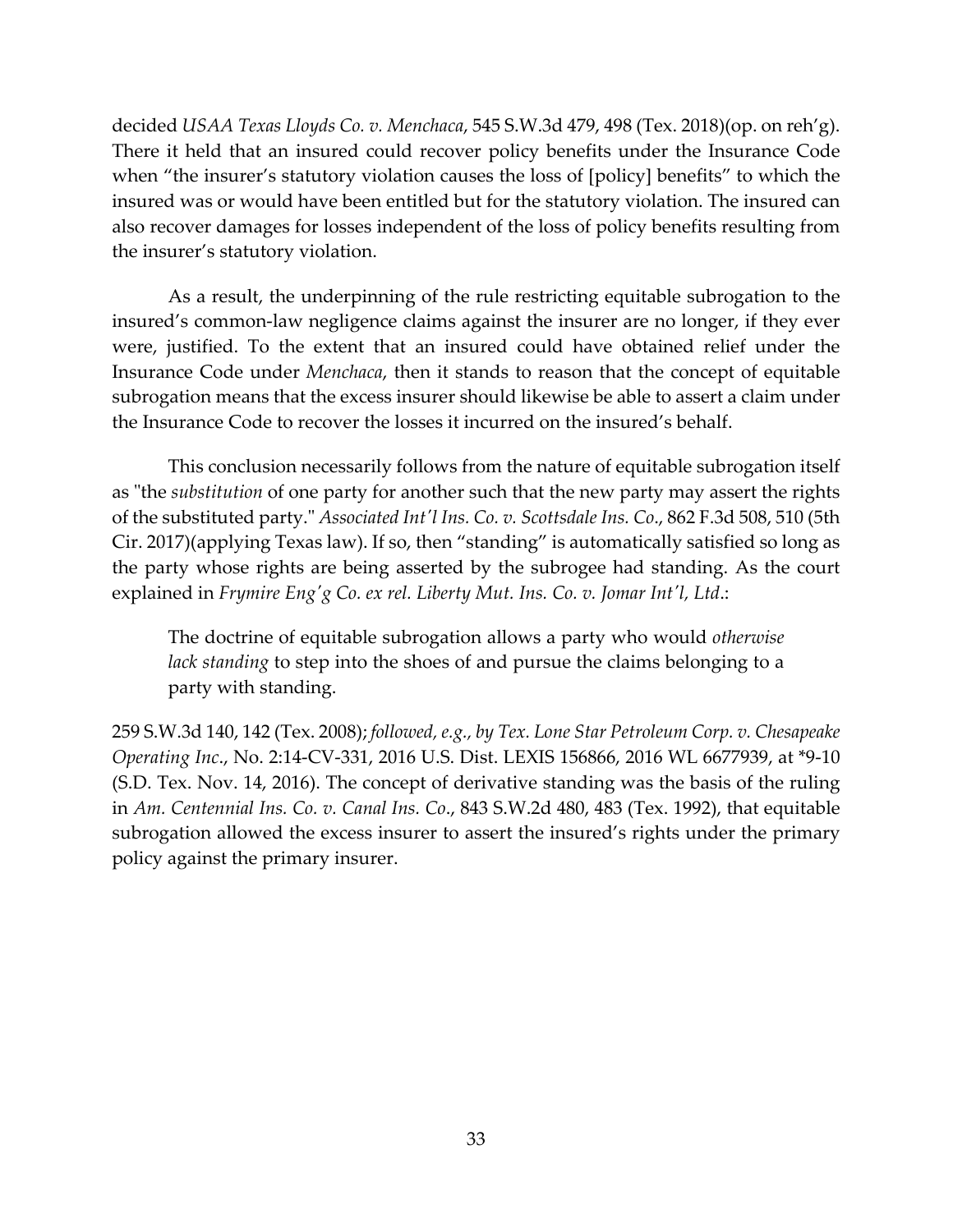decided *USAA Texas Lloyds Co. v. Menchaca*, 545 S.W.3d 479, 498 (Tex. 2018)(op. on reh'g). There it held that an insured could recover policy benefits under the Insurance Code when "the insurer's statutory violation causes the loss of [policy] benefits" to which the insured was or would have been entitled but for the statutory violation. The insured can also recover damages for losses independent of the loss of policy benefits resulting from the insurer's statutory violation.

As a result, the underpinning of the rule restricting equitable subrogation to the insured's common-law negligence claims against the insurer are no longer, if they ever were, justified. To the extent that an insured could have obtained relief under the Insurance Code under *Menchaca*, then it stands to reason that the concept of equitable subrogation means that the excess insurer should likewise be able to assert a claim under the Insurance Code to recover the losses it incurred on the insured's behalf.

This conclusion necessarily follows from the nature of equitable subrogation itself as "the *substitution* of one party for another such that the new party may assert the rights of the substituted party." *Associated Int'l Ins. Co. v. Scottsdale Ins. Co*., 862 F.3d 508, 510 (5th Cir. 2017)(applying Texas law). If so, then "standing" is automatically satisfied so long as the party whose rights are being asserted by the subrogee had standing. As the court explained in *Frymire Eng'g Co. ex rel. Liberty Mut. Ins. Co. v. Jomar Int'l, Ltd*.:

> The doctrine of equitable subrogation allows a party who would *otherwise lack standing* to step into the shoes of and pursue the claims belonging to a party with standing.

259 S.W.3d 140, 142 (Tex. 2008); *followed, e.g., by Tex. Lone Star Petroleum Corp. v. Chesapeake Operating Inc*., No. 2:14-CV-331, 2016 U.S. Dist. LEXIS 156866, 2016 WL 6677939, at *9-10 (S.D. Tex. Nov. 14, 2016). The concept of derivative standing was the basis of the ruling in *Am. Centennial Ins. Co. v. Canal Ins. Co*., 843 S.W.2d 480, 483 (Tex. 1992), that equitable subrogation allowed the excess insurer to assert the insured's rights under the primary policy against the primary insurer.